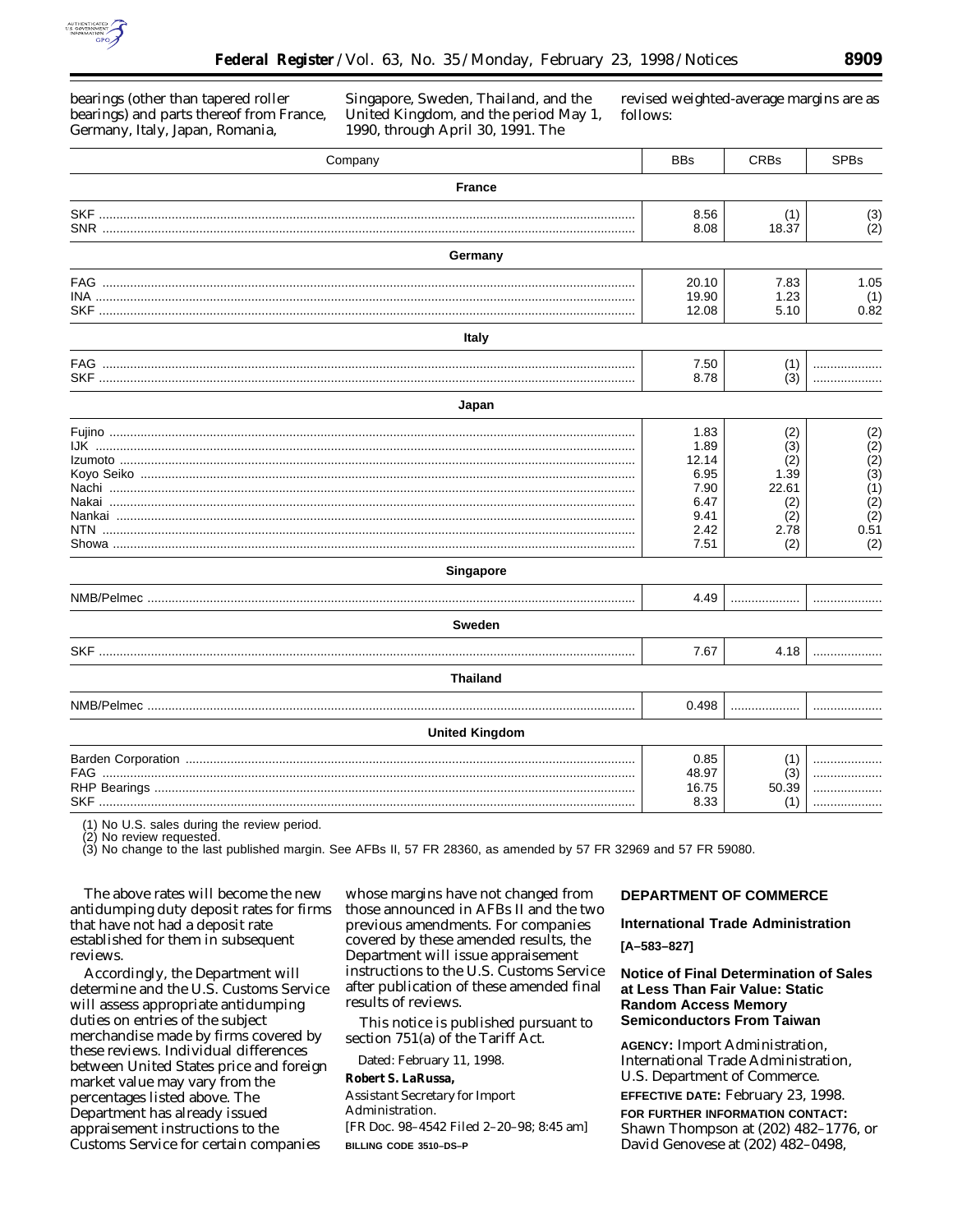bearings (other than tapered roller bearings) and parts thereof from France, Germany, Italy, Japan, Romania, Singapore, Sweden, Thailand, and the United Kingdom, and the period May 1, 1990, through April 30, 1991. The revised weighted-average margins are as follows:

| Company | BBs | CRBs | SPBs |
|---|---|---|---|
| **France** | | | |
| SKF | 8.56 | (1) | (3) |
| SNR | 8.08 | 18.37 | (2) |
| **Germany** | | | |
| FAG | 20.10 | 7.83 | 1.05 |
| INA | 19.90 | 1.23 | (1) |
| SKF | 12.08 | 5.10 | 0.82 |
| **Italy** | | | |
| FAG | 7.50 | (1) | .................... |
| SKF | 8.78 | (3) | .................... |
| **Japan** | | | |
| Fujino | 1.83 | (2) | (2) |
| IJK | 1.89 | (3) | (2) |
| Izumoto | 12.14 | (2) | (2) |
| Koyo Seiko | 6.95 | 1.39 | (3) |
| Nachi | 7.90 | 22.61 | (1) |
| Nakai | 6.47 | (2) | (2) |
| Nankai | 9.41 | (2) | (2) |
| NTN | 2.42 | 2.78 | 0.51 |
| Showa | 7.51 | (2) | (2) |
| **Singapore** | | | |
| NMB/Pelmec | 4.49 | .................... | .................... |
| **Sweden** | | | |
| SKF | 7.67 | 4.18 | .................... |
| **Thailand** | | | |
| NMB/Pelmec | 0.498 | .................... | .................... |
| **United Kingdom** | | | |
| Barden Corporation | 0.85 | (1) | .................... |
| FAG | 48.97 | (3) | .................... |
| RHP Bearings | 16.75 | 50.39 | .................... |
| SKF | 8.33 | (1) | .................... |

(1) No U.S. sales during the review period.
(2) No review requested.
(3) No change to the last published margin. See AFBs II, 57 FR 28360, as amended by 57 FR 32969 and 57 FR 59080.

The above rates will become the new antidumping duty deposit rates for firms that have not had a deposit rate established for them in subsequent reviews.

Accordingly, the Department will determine and the U.S. Customs Service will assess appropriate antidumping duties on entries of the subject merchandise made by firms covered by these reviews. Individual differences between United States price and foreign market value may vary from the percentages listed above. The Department has already issued appraisement instructions to the Customs Service for certain companies whose margins have not changed from those announced in AFBs II and the two previous amendments. For companies covered by these amended results, the Department will issue appraisement instructions to the U.S. Customs Service after publication of these amended final results of reviews.

This notice is published pursuant to section 751(a) of the Tariff Act.

Dated: February 11, 1998.

**Robert S. LaRussa,**

*Assistant Secretary for Import Administration.*

[FR Doc. 98–4542 Filed 2–20–98; 8:45 am]

**BILLING CODE 3510–DS–P**

## DEPARTMENT OF COMMERCE

### International Trade Administration

**[A–583–827]**

### Notice of Final Determination of Sales at Less Than Fair Value: Static Random Access Memory Semiconductors From Taiwan

**AGENCY:** Import Administration, International Trade Administration, U.S. Department of Commerce.

**EFFECTIVE DATE:** February 23, 1998.

**FOR FURTHER INFORMATION CONTACT:** Shawn Thompson at (202) 482–1776, or David Genovese at (202) 482–0498,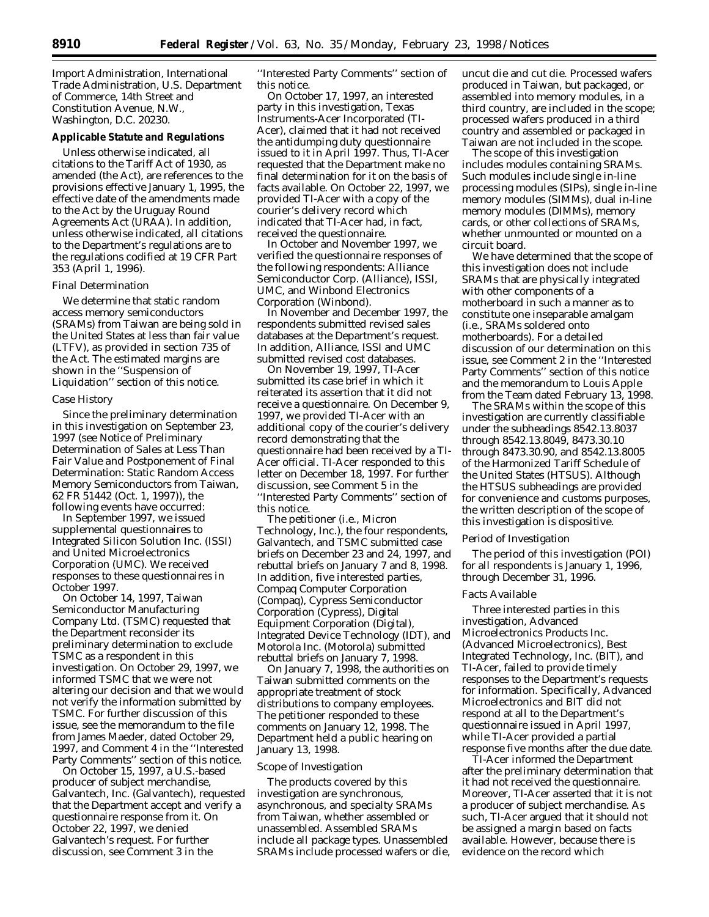Import Administration, International Trade Administration, U.S. Department of Commerce, 14th Street and Constitution Avenue, N.W., Washington, D.C. 20230.

**Applicable Statute and Regulations**

Unless otherwise indicated, all citations to the Tariff Act of 1930, as amended (the Act), are references to the provisions effective January 1, 1995, the effective date of the amendments made to the Act by the Uruguay Round Agreements Act (URAA). In addition, unless otherwise indicated, all citations to the Department's regulations are to the regulations codified at 19 CFR Part 353 (April 1, 1996).

*Final Determination*

We determine that static random access memory semiconductors (SRAMs) from Taiwan are being sold in the United States at less than fair value (LTFV), as provided in section 735 of the Act. The estimated margins are shown in the ''Suspension of Liquidation'' section of this notice.

*Case History*

Since the preliminary determination in this investigation on September 23, 1997 (see Notice of Preliminary Determination of Sales at Less Than Fair Value and Postponement of Final Determination: Static Random Access Memory Semiconductors from Taiwan, 62 FR 51442 (Oct. 1, 1997)), the following events have occurred:

In September 1997, we issued supplemental questionnaires to Integrated Silicon Solution Inc. (ISSI) and United Microelectronics Corporation (UMC). We received responses to these questionnaires in October 1997.

On October 14, 1997, Taiwan Semiconductor Manufacturing Company Ltd. (TSMC) requested that the Department reconsider its preliminary determination to exclude TSMC as a respondent in this investigation. On October 29, 1997, we informed TSMC that we were not altering our decision and that we would not verify the information submitted by TSMC. For further discussion of this issue, see the memorandum to the file from James Maeder, dated October 29, 1997, and Comment 4 in the ''Interested Party Comments'' section of this notice.

On October 15, 1997, a U.S.-based producer of subject merchandise, Galvantech, Inc. (Galvantech), requested that the Department accept and verify a questionnaire response from it. On October 22, 1997, we denied Galvantech's request. For further discussion, see Comment 3 in the ''Interested Party Comments'' section of this notice.

On October 17, 1997, an interested party in this investigation, Texas Instruments-Acer Incorporated (TI-Acer), claimed that it had not received the antidumping duty questionnaire issued to it in April 1997. Thus, TI-Acer requested that the Department make no final determination for it on the basis of facts available. On October 22, 1997, we provided TI-Acer with a copy of the courier's delivery record which indicated that TI-Acer had, in fact, received the questionnaire.

In October and November 1997, we verified the questionnaire responses of the following respondents: Alliance Semiconductor Corp. (Alliance), ISSI, UMC, and Winbond Electronics Corporation (Winbond).

In November and December 1997, the respondents submitted revised sales databases at the Department's request. In addition, Alliance, ISSI and UMC submitted revised cost databases.

On November 19, 1997, TI-Acer submitted its case brief in which it reiterated its assertion that it did not receive a questionnaire. On December 9, 1997, we provided TI-Acer with an additional copy of the courier's delivery record demonstrating that the questionnaire had been received by a TI-Acer official. TI-Acer responded to this letter on December 18, 1997. For further discussion, see Comment 5 in the ''Interested Party Comments'' section of this notice.

The petitioner (i.e., Micron Technology, Inc.), the four respondents, Galvantech, and TSMC submitted case briefs on December 23 and 24, 1997, and rebuttal briefs on January 7 and 8, 1998. In addition, five interested parties, Compaq Computer Corporation (Compaq), Cypress Semiconductor Corporation (Cypress), Digital Equipment Corporation (Digital), Integrated Device Technology (IDT), and Motorola Inc. (Motorola) submitted rebuttal briefs on January 7, 1998.

On January 7, 1998, the authorities on Taiwan submitted comments on the appropriate treatment of stock distributions to company employees. The petitioner responded to these comments on January 12, 1998. The Department held a public hearing on January 13, 1998.

*Scope of Investigation*

The products covered by this investigation are synchronous, asynchronous, and specialty SRAMs from Taiwan, whether assembled or unassembled. Assembled SRAMs include all package types. Unassembled SRAMs include processed wafers or die, uncut die and cut die. Processed wafers produced in Taiwan, but packaged, or assembled into memory modules, in a third country, are included in the scope; processed wafers produced in a third country and assembled or packaged in Taiwan are not included in the scope.

The scope of this investigation includes modules containing SRAMs. Such modules include single in-line processing modules (SIPs), single in-line memory modules (SIMMs), dual in-line memory modules (DIMMs), memory cards, or other collections of SRAMs, whether unmounted or mounted on a circuit board.

We have determined that the scope of this investigation does not include SRAMs that are physically integrated with other components of a motherboard in such a manner as to constitute one inseparable amalgam (i.e., SRAMs soldered onto motherboards). For a detailed discussion of our determination on this issue, see Comment 2 in the ''Interested Party Comments'' section of this notice and the memorandum to Louis Apple from the Team dated February 13, 1998.

The SRAMs within the scope of this investigation are currently classifiable under the subheadings 8542.13.8037 through 8542.13.8049, 8473.30.10 through 8473.30.90, and 8542.13.8005 of the Harmonized Tariff Schedule of the United States (HTSUS). Although the HTSUS subheadings are provided for convenience and customs purposes, the written description of the scope of this investigation is dispositive.

*Period of Investigation*

The period of this investigation (POI) for all respondents is January 1, 1996, through December 31, 1996.

*Facts Available*

Three interested parties in this investigation, Advanced Microelectronics Products Inc. (Advanced Microelectronics), Best Integrated Technology, Inc. (BIT), and TI-Acer, failed to provide timely responses to the Department's requests for information. Specifically, Advanced Microelectronics and BIT did not respond at all to the Department's questionnaire issued in April 1997, while TI-Acer provided a partial response five months after the due date.

TI-Acer informed the Department after the preliminary determination that it had not received the questionnaire. Moreover, TI-Acer asserted that it is not a producer of subject merchandise. As such, TI-Acer argued that it should not be assigned a margin based on facts available. However, because there is evidence on the record which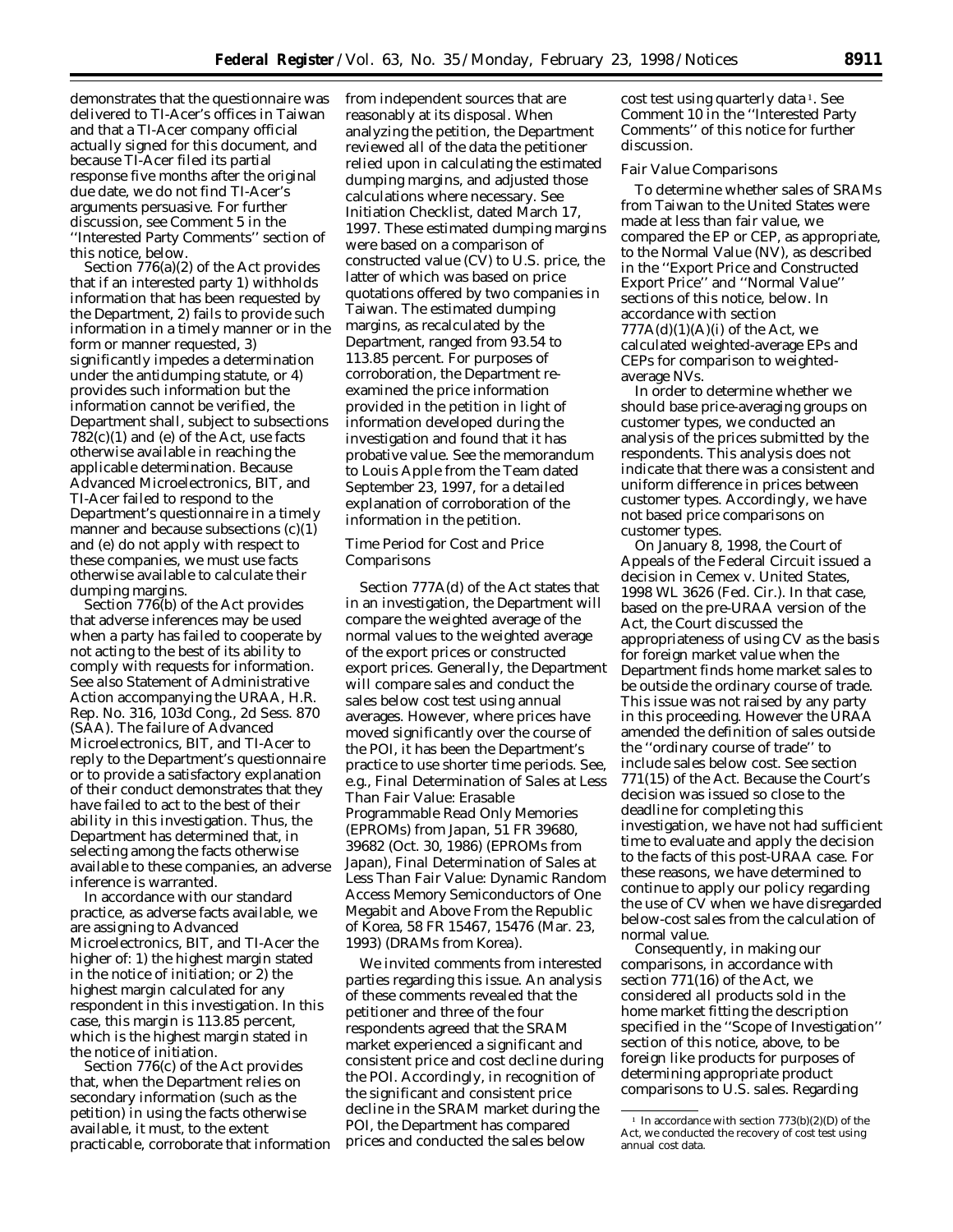demonstrates that the questionnaire was delivered to TI-Acer's offices in Taiwan and that a TI-Acer company official actually signed for this document, and because TI-Acer filed its partial response five months after the original due date, we do not find TI-Acer's arguments persuasive. For further discussion, see Comment 5 in the ''Interested Party Comments'' section of this notice, below.

Section 776(a)(2) of the Act provides that if an interested party 1) withholds information that has been requested by the Department, 2) fails to provide such information in a timely manner or in the form or manner requested, 3) significantly impedes a determination under the antidumping statute, or 4) provides such information but the information cannot be verified, the Department shall, subject to subsections 782(c)(1) and (e) of the Act, use facts otherwise available in reaching the applicable determination. Because Advanced Microelectronics, BIT, and TI-Acer failed to respond to the Department's questionnaire in a timely manner and because subsections (c)(1) and (e) do not apply with respect to these companies, we must use facts otherwise available to calculate their dumping margins.

Section 776(b) of the Act provides that adverse inferences may be used when a party has failed to cooperate by not acting to the best of its ability to comply with requests for information. See also Statement of Administrative Action accompanying the URAA, H.R. Rep. No. 316, 103d Cong., 2d Sess. 870 (SAA). The failure of Advanced Microelectronics, BIT, and TI-Acer to reply to the Department's questionnaire or to provide a satisfactory explanation of their conduct demonstrates that they have failed to act to the best of their ability in this investigation. Thus, the Department has determined that, in selecting among the facts otherwise available to these companies, an adverse inference is warranted.

In accordance with our standard practice, as adverse facts available, we are assigning to Advanced Microelectronics, BIT, and TI-Acer the higher of: 1) the highest margin stated in the notice of initiation; or 2) the highest margin calculated for any respondent in this investigation. In this case, this margin is 113.85 percent, which is the highest margin stated in the notice of initiation.

Section 776(c) of the Act provides that, when the Department relies on secondary information (such as the petition) in using the facts otherwise available, it must, to the extent practicable, corroborate that information from independent sources that are reasonably at its disposal. When analyzing the petition, the Department reviewed all of the data the petitioner relied upon in calculating the estimated dumping margins, and adjusted those calculations where necessary. See Initiation Checklist, dated March 17, 1997. These estimated dumping margins were based on a comparison of constructed value (CV) to U.S. price, the latter of which was based on price quotations offered by two companies in Taiwan. The estimated dumping margins, as recalculated by the Department, ranged from 93.54 to 113.85 percent. For purposes of corroboration, the Department re-examined the price information provided in the petition in light of information developed during the investigation and found that it has probative value. See the memorandum to Louis Apple from the Team dated September 23, 1997, for a detailed explanation of corroboration of the information in the petition.

*Time Period for Cost and Price Comparisons*

Section 777A(d) of the Act states that in an investigation, the Department will compare the weighted average of the normal values to the weighted average of the export prices or constructed export prices. Generally, the Department will compare sales and conduct the sales below cost test using annual averages. However, where prices have moved significantly over the course of the POI, it has been the Department's practice to use shorter time periods. See, e.g., *Final Determination of Sales at Less Than Fair Value: Erasable Programmable Read Only Memories (EPROMs) from Japan*, 51 FR 39680, 39682 (Oct. 30, 1986) (*EPROMs from Japan*), *Final Determination of Sales at Less Than Fair Value: Dynamic Random Access Memory Semiconductors of One Megabit and Above From the Republic of Korea*, 58 FR 15467, 15476 (Mar. 23, 1993) (*DRAMs from Korea*).

We invited comments from interested parties regarding this issue. An analysis of these comments revealed that the petitioner and three of the four respondents agreed that the SRAM market experienced a significant and consistent price and cost decline during the POI. Accordingly, in recognition of the significant and consistent price decline in the SRAM market during the POI, the Department has compared prices and conducted the sales below cost test using quarterly data[1]. See Comment 10 in the ''Interested Party Comments'' of this notice for further discussion.

*Fair Value Comparisons*

To determine whether sales of SRAMs from Taiwan to the United States were made at less than fair value, we compared the EP or CEP, as appropriate, to the Normal Value (NV), as described in the ''Export Price and Constructed Export Price'' and ''Normal Value'' sections of this notice, below. In accordance with section 777A(d)(1)(A)(i) of the Act, we calculated weighted-average EPs and CEPs for comparison to weighted-average NVs.

In order to determine whether we should base price-averaging groups on customer types, we conducted an analysis of the prices submitted by the respondents. This analysis does not indicate that there was a consistent and uniform difference in prices between customer types. Accordingly, we have not based price comparisons on customer types.

On January 8, 1998, the Court of Appeals of the Federal Circuit issued a decision in *Cemex* v. *United States*, 1998 WL 3626 (Fed. Cir.). In that case, based on the pre-URAA version of the Act, the Court discussed the appropriateness of using CV as the basis for foreign market value when the Department finds home market sales to be outside the ordinary course of trade. This issue was not raised by any party in this proceeding. However the URAA amended the definition of sales outside the ''ordinary course of trade'' to include sales below cost. See section 771(15) of the Act. Because the Court's decision was issued so close to the deadline for completing this investigation, we have not had sufficient time to evaluate and apply the decision to the facts of this post-URAA case. For these reasons, we have determined to continue to apply our policy regarding the use of CV when we have disregarded below-cost sales from the calculation of normal value.

Consequently, in making our comparisons, in accordance with section 771(16) of the Act, we considered all products sold in the home market fitting the description specified in the ''Scope of Investigation'' section of this notice, above, to be foreign like products for purposes of determining appropriate product comparisons to U.S. sales. Regarding

[1] In accordance with section 773(b)(2)(D) of the Act, we conducted the recovery of cost test using annual cost data.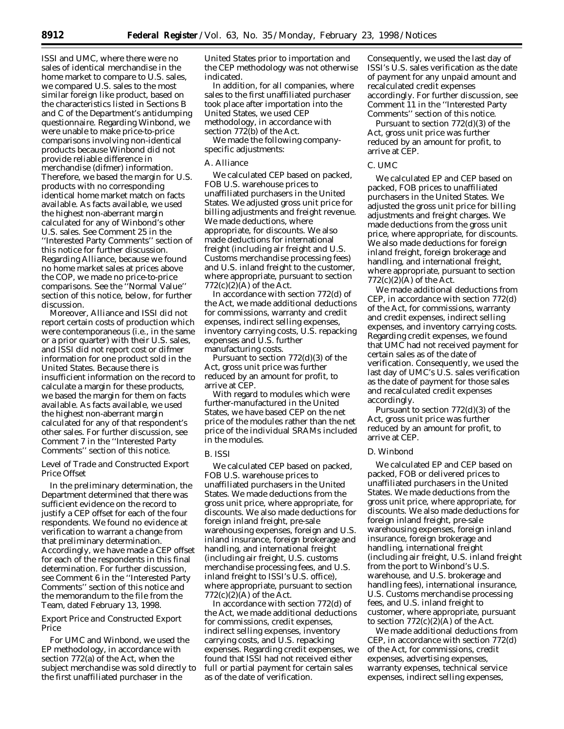ISSI and UMC, where there were no sales of identical merchandise in the home market to compare to U.S. sales, we compared U.S. sales to the most similar foreign like product, based on the characteristics listed in Sections B and C of the Department's antidumping questionnaire. Regarding Winbond, we were unable to make price-to-price comparisons involving non-identical products because Winbond did not provide reliable difference in merchandise (difmer) information. Therefore, we based the margin for U.S. products with no corresponding identical home market match on facts available. As facts available, we used the highest non-aberrant margin calculated for any of Winbond's other U.S. sales. See Comment 25 in the ''Interested Party Comments'' section of this notice for further discussion. Regarding Alliance, because we found no home market sales at prices above the COP, we made no price-to-price comparisons. See the ''Normal Value'' section of this notice, below, for further discussion.

Moreover, Alliance and ISSI did not report certain costs of production which were contemporaneous (*i.e.*, in the same or a prior quarter) with their U.S. sales, and ISSI did not report cost or difmer information for one product sold in the United States. Because there is insufficient information on the record to calculate a margin for these products, we based the margin for them on facts available. As facts available, we used the highest non-aberrant margin calculated for any of that respondent's other sales. For further discussion, see Comment 7 in the ''Interested Party Comments'' section of this notice.

## Level of Trade and Constructed Export Price Offset

In the preliminary determination, the Department determined that there was sufficient evidence on the record to justify a CEP offset for each of the four respondents. We found no evidence at verification to warrant a change from that preliminary determination. Accordingly, we have made a CEP offset for each of the respondents in this final determination. For further discussion, see Comment 6 in the ''Interested Party Comments'' section of this notice and the memorandum to the file from the Team, dated February 13, 1998.

## Export Price and Constructed Export Price

For UMC and Winbond, we used the EP methodology, in accordance with section 772(a) of the Act, when the subject merchandise was sold directly to the first unaffiliated purchaser in the United States prior to importation and the CEP methodology was not otherwise indicated.

In addition, for all companies, where sales to the first unaffiliated purchaser took place after importation into the United States, we used CEP methodology, in accordance with section 772(b) of the Act.

We made the following company-specific adjustments:

### A. Alliance

We calculated CEP based on packed, FOB U.S. warehouse prices to unaffiliated purchasers in the United States. We adjusted gross unit price for billing adjustments and freight revenue. We made deductions, where appropriate, for discounts. We also made deductions for international freight (including air freight and U.S. Customs merchandise processing fees) and U.S. inland freight to the customer, where appropriate, pursuant to section 772(c)(2)(A) of the Act.

In accordance with section 772(d) of the Act, we made additional deductions for commissions, warranty and credit expenses, indirect selling expenses, inventory carrying costs, U.S. repacking expenses and U.S. further manufacturing costs.

Pursuant to section 772(d)(3) of the Act, gross unit price was further reduced by an amount for profit, to arrive at CEP.

With regard to modules which were further-manufactured in the United States, we have based CEP on the net price of the modules rather than the net price of the individual SRAMs included in the modules.

### B. ISSI

We calculated CEP based on packed, FOB U.S. warehouse prices to unaffiliated purchasers in the United States. We made deductions from the gross unit price, where appropriate, for discounts. We also made deductions for foreign inland freight, pre-sale warehousing expenses, foreign and U.S. inland insurance, foreign brokerage and handling, and international freight (including air freight, U.S. customs merchandise processing fees, and U.S. inland freight to ISSI's U.S. office), where appropriate, pursuant to section 772(c)(2)(A) of the Act.

In accordance with section 772(d) of the Act, we made additional deductions for commissions, credit expenses, indirect selling expenses, inventory carrying costs, and U.S. repacking expenses. Regarding credit expenses, we found that ISSI had not received either full or partial payment for certain sales as of the date of verification. Consequently, we used the last day of ISSI's U.S. sales verification as the date of payment for any unpaid amount and recalculated credit expenses accordingly. For further discussion, see Comment 11 in the ''Interested Party Comments'' section of this notice.

Pursuant to section 772(d)(3) of the Act, gross unit price was further reduced by an amount for profit, to arrive at CEP.

### C. UMC

We calculated EP and CEP based on packed, FOB prices to unaffiliated purchasers in the United States. We adjusted the gross unit price for billing adjustments and freight charges. We made deductions from the gross unit price, where appropriate, for discounts. We also made deductions for foreign inland freight, foreign brokerage and handling, and international freight, where appropriate, pursuant to section 772(c)(2)(A) of the Act.

We made additional deductions from CEP, in accordance with section 772(d) of the Act, for commissions, warranty and credit expenses, indirect selling expenses, and inventory carrying costs. Regarding credit expenses, we found that UMC had not received payment for certain sales as of the date of verification. Consequently, we used the last day of UMC's U.S. sales verification as the date of payment for those sales and recalculated credit expenses accordingly.

Pursuant to section 772(d)(3) of the Act, gross unit price was further reduced by an amount for profit, to arrive at CEP.

### D. Winbond

We calculated EP and CEP based on packed, FOB or delivered prices to unaffiliated purchasers in the United States. We made deductions from the gross unit price, where appropriate, for discounts. We also made deductions for foreign inland freight, pre-sale warehousing expenses, foreign inland insurance, foreign brokerage and handling, international freight (including air freight, U.S. inland freight from the port to Winbond's U.S. warehouse, and U.S. brokerage and handling fees), international insurance, U.S. Customs merchandise processing fees, and U.S. inland freight to customer, where appropriate, pursuant to section 772(c)(2)(A) of the Act.

We made additional deductions from CEP, in accordance with section 772(d) of the Act, for commissions, credit expenses, advertising expenses, warranty expenses, technical service expenses, indirect selling expenses,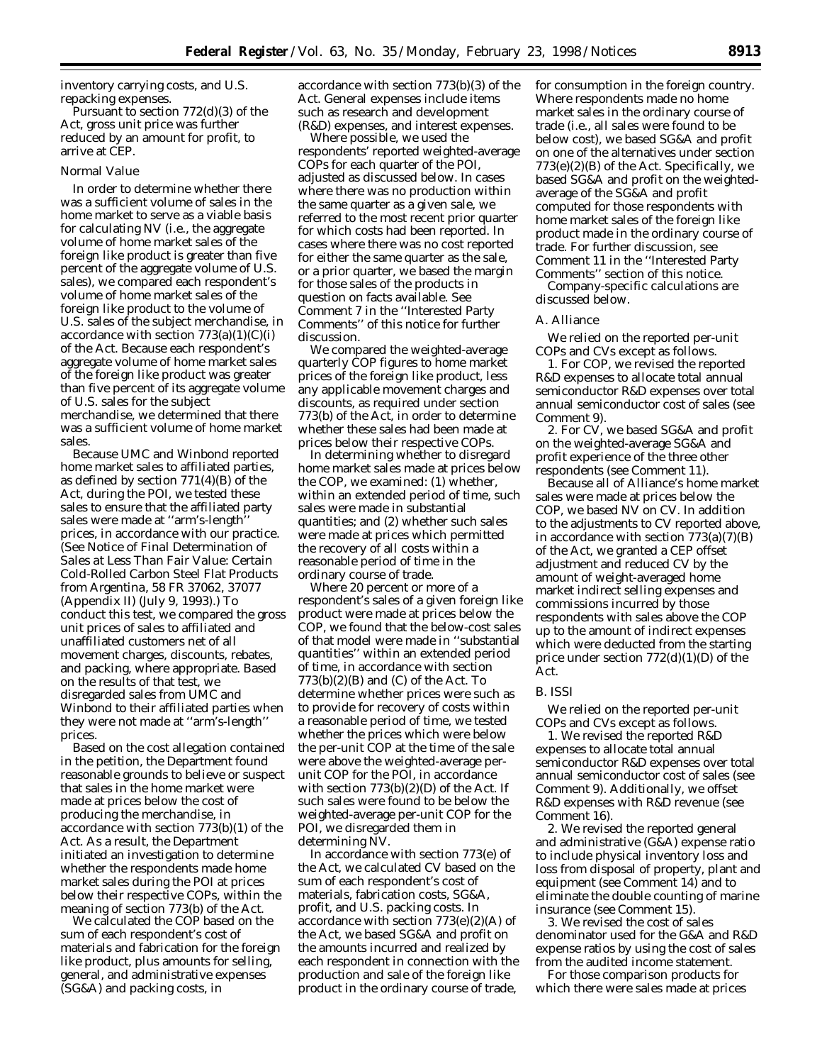inventory carrying costs, and U.S. repacking expenses.

Pursuant to section 772(d)(3) of the Act, gross unit price was further reduced by an amount for profit, to arrive at CEP.

*Normal Value*

In order to determine whether there was a sufficient volume of sales in the home market to serve as a viable basis for calculating NV (*i.e.*, the aggregate volume of home market sales of the foreign like product is greater than five percent of the aggregate volume of U.S. sales), we compared each respondent's volume of home market sales of the foreign like product to the volume of U.S. sales of the subject merchandise, in accordance with section 773(a)(1)(C)(i) of the Act. Because each respondent's aggregate volume of home market sales of the foreign like product was greater than five percent of its aggregate volume of U.S. sales for the subject merchandise, we determined that there was a sufficient volume of home market sales.

Because UMC and Winbond reported home market sales to affiliated parties, as defined by section 771(4)(B) of the Act, during the POI, we tested these sales to ensure that the affiliated party sales were made at ''arm's-length'' prices, in accordance with our practice. (See *Notice of Final Determination of Sales at Less Than Fair Value: Certain Cold-Rolled Carbon Steel Flat Products from Argentina,* 58 FR 37062, 37077 (Appendix II) (July 9, 1993).) To conduct this test, we compared the gross unit prices of sales to affiliated and unaffiliated customers net of all movement charges, discounts, rebates, and packing, where appropriate. Based on the results of that test, we disregarded sales from UMC and Winbond to their affiliated parties when they were not made at ''arm's-length'' prices.

Based on the cost allegation contained in the petition, the Department found reasonable grounds to believe or suspect that sales in the home market were made at prices below the cost of producing the merchandise, in accordance with section 773(b)(1) of the Act. As a result, the Department initiated an investigation to determine whether the respondents made home market sales during the POI at prices below their respective COPs, within the meaning of section 773(b) of the Act.

We calculated the COP based on the sum of each respondent's cost of materials and fabrication for the foreign like product, plus amounts for selling, general, and administrative expenses (SG&A) and packing costs, in accordance with section 773(b)(3) of the Act. General expenses include items such as research and development (R&D) expenses, and interest expenses.

Where possible, we used the respondents' reported weighted-average COPs for each quarter of the POI, adjusted as discussed below. In cases where there was no production within the same quarter as a given sale, we referred to the most recent prior quarter for which costs had been reported. In cases where there was no cost reported for either the same quarter as the sale, or a prior quarter, we based the margin for those sales of the products in question on facts available. See Comment 7 in the ''Interested Party Comments'' of this notice for further discussion.

We compared the weighted-average quarterly COP figures to home market prices of the foreign like product, less any applicable movement charges and discounts, as required under section 773(b) of the Act, in order to determine whether these sales had been made at prices below their respective COPs.

In determining whether to disregard home market sales made at prices below the COP, we examined: (1) whether, within an extended period of time, such sales were made in substantial quantities; and (2) whether such sales were made at prices which permitted the recovery of all costs within a reasonable period of time in the ordinary course of trade.

Where 20 percent or more of a respondent's sales of a given foreign like product were made at prices below the COP, we found that the below-cost sales of that model were made in ''substantial quantities'' within an extended period of time, in accordance with section 773(b)(2)(B) and (C) of the Act. To determine whether prices were such as to provide for recovery of costs within a reasonable period of time, we tested whether the prices which were below the per-unit COP at the time of the sale were above the weighted-average per-unit COP for the POI, in accordance with section 773(b)(2)(D) of the Act. If such sales were found to be below the weighted-average per-unit COP for the POI, we disregarded them in determining NV.

In accordance with section 773(e) of the Act, we calculated CV based on the sum of each respondent's cost of materials, fabrication costs, SG&A, profit, and U.S. packing costs. In accordance with section 773(e)(2)(A) of the Act, we based SG&A and profit on the amounts incurred and realized by each respondent in connection with the production and sale of the foreign like product in the ordinary course of trade, for consumption in the foreign country. Where respondents made no home market sales in the ordinary course of trade (*i.e.*, all sales were found to be below cost), we based SG&A and profit on one of the alternatives under section 773(e)(2)(B) of the Act. Specifically, we based SG&A and profit on the weighted-average of the SG&A and profit computed for those respondents with home market sales of the foreign like product made in the ordinary course of trade. For further discussion, see Comment 11 in the ''Interested Party Comments'' section of this notice.

Company-specific calculations are discussed below.

*A. Alliance*

We relied on the reported per-unit COPs and CVs except as follows.

1. For COP, we revised the reported R&D expenses to allocate total annual semiconductor R&D expenses over total annual semiconductor cost of sales (see Comment 9).

2. For CV, we based SG&A and profit on the weighted-average SG&A and profit experience of the three other respondents (see Comment 11).

Because all of Alliance's home market sales were made at prices below the COP, we based NV on CV. In addition to the adjustments to CV reported above, in accordance with section 773(a)(7)(B) of the Act, we granted a CEP offset adjustment and reduced CV by the amount of weight-averaged home market indirect selling expenses and commissions incurred by those respondents with sales above the COP up to the amount of indirect expenses which were deducted from the starting price under section 772(d)(1)(D) of the Act.

*B. ISSI*

We relied on the reported per-unit COPs and CVs except as follows.

1. We revised the reported R&D expenses to allocate total annual semiconductor R&D expenses over total annual semiconductor cost of sales (see Comment 9). Additionally, we offset R&D expenses with R&D revenue (see Comment 16).

2. We revised the reported general and administrative (G&A) expense ratio to include physical inventory loss and loss from disposal of property, plant and equipment (see Comment 14) and to eliminate the double counting of marine insurance (see Comment 15).

3. We revised the cost of sales denominator used for the G&A and R&D expense ratios by using the cost of sales from the audited income statement.

For those comparison products for which there were sales made at prices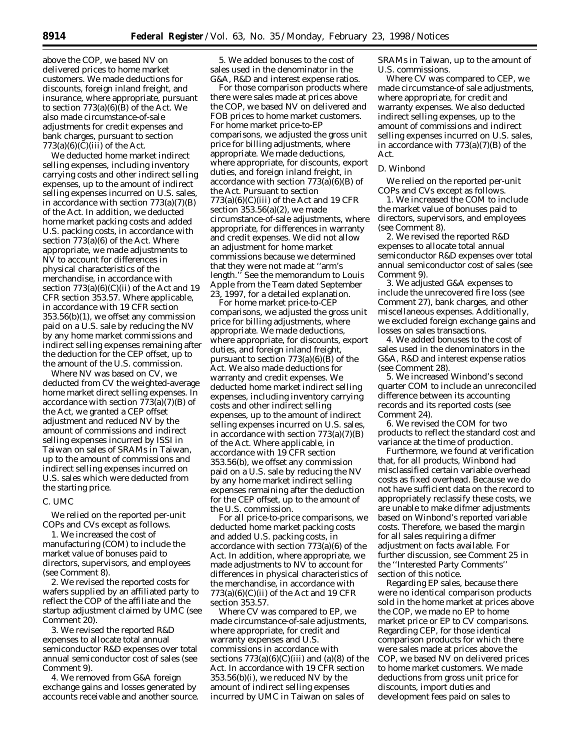above the COP, we based NV on delivered prices to home market customers. We made deductions for discounts, foreign inland freight, and insurance, where appropriate, pursuant to section 773(a)(6)(B) of the Act. We also made circumstance-of-sale adjustments for credit expenses and bank charges, pursuant to section 773(a)(6)(C)(iii) of the Act.

We deducted home market indirect selling expenses, including inventory carrying costs and other indirect selling expenses, up to the amount of indirect selling expenses incurred on U.S. sales, in accordance with section 773(a)(7)(B) of the Act. In addition, we deducted home market packing costs and added U.S. packing costs, in accordance with section 773(a)(6) of the Act. Where appropriate, we made adjustments to NV to account for differences in physical characteristics of the merchandise, in accordance with section 773(a)(6)(C)(ii) of the Act and 19 CFR section 353.57. Where applicable, in accordance with 19 CFR section 353.56(b)(1), we offset any commission paid on a U.S. sale by reducing the NV by any home market commissions and indirect selling expenses remaining after the deduction for the CEP offset, up to the amount of the U.S. commission.

Where NV was based on CV, we deducted from CV the weighted-average home market direct selling expenses. In accordance with section 773(a)(7)(B) of the Act, we granted a CEP offset adjustment and reduced NV by the amount of commissions and indirect selling expenses incurred by ISSI in Taiwan on sales of SRAMs in Taiwan, up to the amount of commissions and indirect selling expenses incurred on U.S. sales which were deducted from the starting price.

### C. UMC

We relied on the reported per-unit COPs and CVs except as follows.

1. We increased the cost of manufacturing (COM) to include the market value of bonuses paid to directors, supervisors, and employees (see Comment 8).

2. We revised the reported costs for wafers supplied by an affiliated party to reflect the COP of the affiliate and the startup adjustment claimed by UMC (see Comment 20).

3. We revised the reported R&D expenses to allocate total annual semiconductor R&D expenses over total annual semiconductor cost of sales (see Comment 9).

4. We removed from G&A foreign exchange gains and losses generated by accounts receivable and another source.

5. We added bonuses to the cost of sales used in the denominator in the G&A, R&D and interest expense ratios.

For those comparison products where there were sales made at prices above the COP, we based NV on delivered and FOB prices to home market customers. For home market price-to-EP comparisons, we adjusted the gross unit price for billing adjustments, where appropriate. We made deductions, where appropriate, for discounts, export duties, and foreign inland freight, in accordance with section 773(a)(6)(B) of the Act. Pursuant to section 773(a)(6)(C)(iii) of the Act and 19 CFR section 353.56(a)(2), we made circumstance-of-sale adjustments, where appropriate, for differences in warranty and credit expenses. We did not allow an adjustment for home market commissions because we determined that they were not made at "arm's length." See the memorandum to Louis Apple from the Team dated September 23, 1997, for a detailed explanation.

For home market price-to-CEP comparisons, we adjusted the gross unit price for billing adjustments, where appropriate. We made deductions, where appropriate, for discounts, export duties, and foreign inland freight, pursuant to section 773(a)(6)(B) of the Act. We also made deductions for warranty and credit expenses. We deducted home market indirect selling expenses, including inventory carrying costs and other indirect selling expenses, up to the amount of indirect selling expenses incurred on U.S. sales, in accordance with section 773(a)(7)(B) of the Act. Where applicable, in accordance with 19 CFR section 353.56(b), we offset any commission paid on a U.S. sale by reducing the NV by any home market indirect selling expenses remaining after the deduction for the CEP offset, up to the amount of the U.S. commission.

For all price-to-price comparisons, we deducted home market packing costs and added U.S. packing costs, in accordance with section 773(a)(6) of the Act. In addition, where appropriate, we made adjustments to NV to account for differences in physical characteristics of the merchandise, in accordance with 773(a)(6)(C)(ii) of the Act and 19 CFR section 353.57.

Where CV was compared to EP, we made circumstance-of-sale adjustments, where appropriate, for credit and warranty expenses and U.S. commissions in accordance with sections 773(a)(6)(C)(iii) and (a)(8) of the Act. In accordance with 19 CFR section 353.56(b)(i), we reduced NV by the amount of indirect selling expenses incurred by UMC in Taiwan on sales of SRAMs in Taiwan, up to the amount of U.S. commissions.

Where CV was compared to CEP, we made circumstance-of sale adjustments, where appropriate, for credit and warranty expenses. We also deducted indirect selling expenses, up to the amount of commissions and indirect selling expenses incurred on U.S. sales, in accordance with 773(a)(7)(B) of the Act.

### D. Winbond

We relied on the reported per-unit COPs and CVs except as follows.

1. We increased the COM to include the market value of bonuses paid to directors, supervisors, and employees (see Comment 8).

2. We revised the reported R&D expenses to allocate total annual semiconductor R&D expenses over total annual semiconductor cost of sales (see Comment 9).

3. We adjusted G&A expenses to include the unrecovered fire loss (see Comment 27), bank charges, and other miscellaneous expenses. Additionally, we excluded foreign exchange gains and losses on sales transactions.

4. We added bonuses to the cost of sales used in the denominators in the G&A, R&D and interest expense ratios (see Comment 28).

5. We increased Winbond's second quarter COM to include an unreconciled difference between its accounting records and its reported costs (see Comment 24).

6. We revised the COM for two products to reflect the standard cost and variance at the time of production.

Furthermore, we found at verification that, for all products, Winbond had misclassified certain variable overhead costs as fixed overhead. Because we do not have sufficient data on the record to appropriately reclassify these costs, we are unable to make difmer adjustments based on Winbond's reported variable costs. Therefore, we based the margin for all sales requiring a difmer adjustment on facts available. For further discussion, see Comment 25 in the "Interested Party Comments" section of this notice.

Regarding EP sales, because there were no identical comparison products sold in the home market at prices above the COP, we made no EP to home market price or EP to CV comparisons. Regarding CEP, for those identical comparison products for which there were sales made at prices above the COP, we based NV on delivered prices to home market customers. We made deductions from gross unit price for discounts, import duties and development fees paid on sales to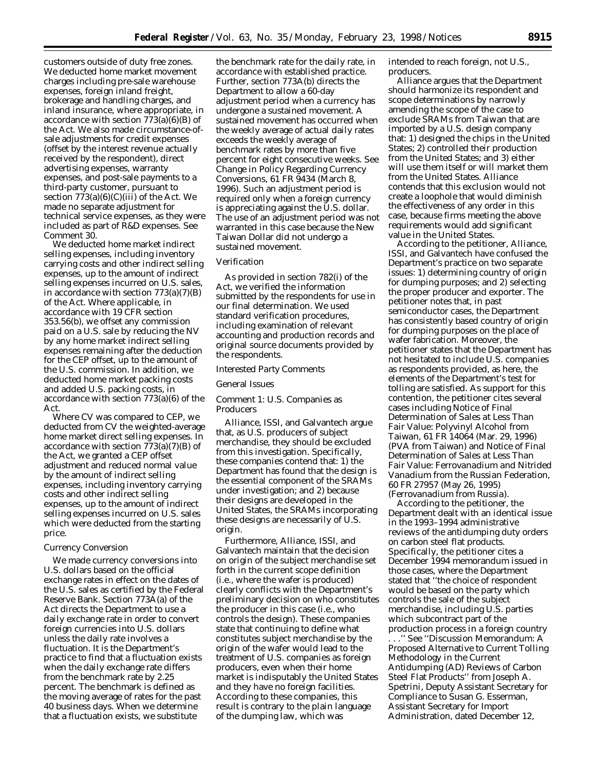customers outside of duty free zones. We deducted home market movement charges including pre-sale warehouse expenses, foreign inland freight, brokerage and handling charges, and inland insurance, where appropriate, in accordance with section 773(a)(6)(B) of the Act. We also made circumstance-of-sale adjustments for credit expenses (offset by the interest revenue actually received by the respondent), direct advertising expenses, warranty expenses, and post-sale payments to a third-party customer, pursuant to section 773(a)(6)(C)(iii) of the Act. We made no separate adjustment for technical service expenses, as they were included as part of R&D expenses. See Comment 30.

We deducted home market indirect selling expenses, including inventory carrying costs and other indirect selling expenses, up to the amount of indirect selling expenses incurred on U.S. sales, in accordance with section 773(a)(7)(B) of the Act. Where applicable, in accordance with 19 CFR section 353.56(b), we offset any commission paid on a U.S. sale by reducing the NV by any home market indirect selling expenses remaining after the deduction for the CEP offset, up to the amount of the U.S. commission. In addition, we deducted home market packing costs and added U.S. packing costs, in accordance with section 773(a)(6) of the Act.

Where CV was compared to CEP, we deducted from CV the weighted-average home market direct selling expenses. In accordance with section 773(a)(7)(B) of the Act, we granted a CEP offset adjustment and reduced normal value by the amount of indirect selling expenses, including inventory carrying costs and other indirect selling expenses, up to the amount of indirect selling expenses incurred on U.S. sales which were deducted from the starting price.

*Currency Conversion*

We made currency conversions into U.S. dollars based on the official exchange rates in effect on the dates of the U.S. sales as certified by the Federal Reserve Bank. Section 773A(a) of the Act directs the Department to use a daily exchange rate in order to convert foreign currencies into U.S. dollars unless the daily rate involves a fluctuation. It is the Department's practice to find that a fluctuation exists when the daily exchange rate differs from the benchmark rate by 2.25 percent. The benchmark is defined as the moving average of rates for the past 40 business days. When we determine that a fluctuation exists, we substitute the benchmark rate for the daily rate, in accordance with established practice. Further, section 773A(b) directs the Department to allow a 60-day adjustment period when a currency has undergone a sustained movement. A sustained movement has occurred when the weekly average of actual daily rates exceeds the weekly average of benchmark rates by more than five percent for eight consecutive weeks. See Change in Policy Regarding Currency Conversions, 61 FR 9434 (March 8, 1996). Such an adjustment period is required only when a foreign currency is appreciating against the U.S. dollar. The use of an adjustment period was not warranted in this case because the New Taiwan Dollar did not undergo a sustained movement.

*Verification*

As provided in section 782(i) of the Act, we verified the information submitted by the respondents for use in our final determination. We used standard verification procedures, including examination of relevant accounting and production records and original source documents provided by the respondents.

*Interested Party Comments*

*General Issues*

*Comment 1: U.S. Companies as Producers*

Alliance, ISSI, and Galvantech argue that, as U.S. producers of subject merchandise, they should be excluded from this investigation. Specifically, these companies contend that: 1) the Department has found that the design is the essential component of the SRAMs under investigation; and 2) because their designs are developed in the United States, the SRAMs incorporating these designs are necessarily of U.S. origin.

Furthermore, Alliance, ISSI, and Galvantech maintain that the decision on origin of the subject merchandise set forth in the current scope definition (i.e., where the wafer is produced) clearly conflicts with the Department's preliminary decision on who constitutes the producer in this case (i.e., who controls the design). These companies state that continuing to define what constitutes subject merchandise by the origin of the wafer would lead to the treatment of U.S. companies as foreign producers, even when their home market is indisputably the United States and they have no foreign facilities. According to these companies, this result is contrary to the plain language of the dumping law, which was intended to reach foreign, not U.S., producers.

Alliance argues that the Department should harmonize its respondent and scope determinations by narrowly amending the scope of the case to exclude SRAMs from Taiwan that are imported by a U.S. design company that: 1) designed the chips in the United States; 2) controlled their production from the United States; and 3) either will use them itself or will market them from the United States. Alliance contends that this exclusion would not create a loophole that would diminish the effectiveness of any order in this case, because firms meeting the above requirements would add significant value in the United States.

According to the petitioner, Alliance, ISSI, and Galvantech have confused the Department's practice on two separate issues: 1) determining country of origin for dumping purposes; and 2) selecting the proper producer and exporter. The petitioner notes that, in past semiconductor cases, the Department has consistently based country of origin for dumping purposes on the place of wafer fabrication. Moreover, the petitioner states that the Department has not hesitated to include U.S. companies as respondents provided, as here, the elements of the Department's test for tolling are satisfied. As support for this contention, the petitioner cites several cases including Notice of Final Determination of Sales at Less Than Fair Value: Polyvinyl Alcohol from Taiwan, 61 FR 14064 (Mar. 29, 1996) (PVA from Taiwan) and Notice of Final Determination of Sales at Less Than Fair Value: Ferrovanadium and Nitrided Vanadium from the Russian Federation, 60 FR 27957 (May 26, 1995) (Ferrovanadium from Russia).

According to the petitioner, the Department dealt with an identical issue in the 1993–1994 administrative reviews of the antidumping duty orders on carbon steel flat products. Specifically, the petitioner cites a December 1994 memorandum issued in those cases, where the Department stated that "the choice of respondent would be based on the party which controls the sale of the subject merchandise, including U.S. parties which subcontract part of the production process in a foreign country . . ." See "Discussion Memorandum: A Proposed Alternative to Current Tolling Methodology in the Current Antidumping (AD) Reviews of Carbon Steel Flat Products" from Joseph A. Spetrini, Deputy Assistant Secretary for Compliance to Susan G. Esserman, Assistant Secretary for Import Administration, dated December 12,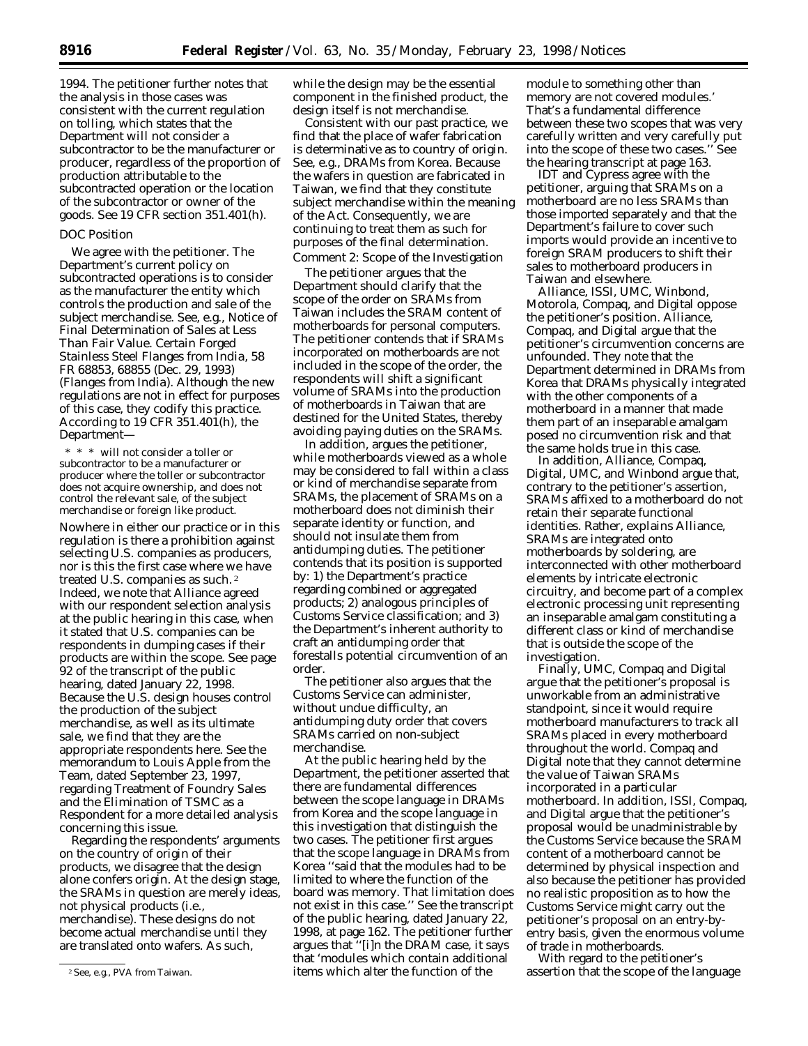1994. The petitioner further notes that the analysis in those cases was consistent with the current regulation on tolling, which states that the Department will not consider a subcontractor to be the manufacturer or producer, regardless of the proportion of production attributable to the subcontracted operation or the location of the subcontractor or owner of the goods. See 19 CFR section 351.401(h).

*DOC Position*

We agree with the petitioner. The Department's current policy on subcontracted operations is to consider as the manufacturer the entity which controls the production and sale of the subject merchandise. See, e.g., Notice of Final Determination of Sales at Less Than Fair Value. Certain Forged Stainless Steel Flanges from India, 58 FR 68853, 68855 (Dec. 29, 1993) (*Flanges from India*). Although the new regulations are not in effect for purposes of this case, they codify this practice. According to 19 CFR 351.401(h), the Department—

> * * * will not consider a toller or subcontractor to be a manufacturer or producer where the toller or subcontractor does not acquire ownership, and does not control the relevant sale, of the subject merchandise or foreign like product.

Nowhere in either our practice or in this regulation is there a prohibition against selecting U.S. companies as producers, nor is this the first case where we have treated U.S. companies as such.[2] Indeed, we note that Alliance agreed with our respondent selection analysis at the public hearing in this case, when it stated that U.S. companies can be respondents in dumping cases if their products are within the scope. See page 92 of the transcript of the public hearing, dated January 22, 1998. Because the U.S. design houses control the production of the subject merchandise, as well as its ultimate sale, we find that they are the appropriate respondents here. See the memorandum to Louis Apple from the Team, dated September 23, 1997, regarding Treatment of Foundry Sales and the Elimination of TSMC as a Respondent for a more detailed analysis concerning this issue.

Regarding the respondents' arguments on the country of origin of their products, we disagree that the design alone confers origin. At the design stage, the SRAMs in question are merely ideas, not physical products (*i.e.*, merchandise). These designs do not become actual merchandise until they are translated onto wafers. As such, while the design may be the essential component in the finished product, the design itself is not merchandise.

Consistent with our past practice, we find that the place of wafer fabrication is determinative as to country of origin. See, e.g., *DRAMs from Korea*. Because the wafers in question are fabricated in Taiwan, we find that they constitute subject merchandise within the meaning of the Act. Consequently, we are continuing to treat them as such for purposes of the final determination.

*Comment 2: Scope of the Investigation*

The petitioner argues that the Department should clarify that the scope of the order on SRAMs from Taiwan includes the SRAM content of motherboards for personal computers. The petitioner contends that if SRAMs incorporated on motherboards are not included in the scope of the order, the respondents will shift a significant volume of SRAMs into the production of motherboards in Taiwan that are destined for the United States, thereby avoiding paying duties on the SRAMs.

In addition, argues the petitioner, while motherboards viewed as a whole may be considered to fall within a class or kind of merchandise separate from SRAMs, the placement of SRAMs on a motherboard does not diminish their separate identity or function, and should not insulate them from antidumping duties. The petitioner contends that its position is supported by: 1) the Department's practice regarding combined or aggregated products; 2) analogous principles of Customs Service classification; and 3) the Department's inherent authority to craft an antidumping order that forestalls potential circumvention of an order.

The petitioner also argues that the Customs Service can administer, without undue difficulty, an antidumping duty order that covers SRAMs carried on non-subject merchandise.

At the public hearing held by the Department, the petitioner asserted that there are fundamental differences between the scope language in *DRAMs from Korea* and the scope language in this investigation that distinguish the two cases. The petitioner first argues that the scope language in *DRAMs from Korea* "said that the modules had to be limited to where the function of the board was memory. That limitation does not exist in this case." See the transcript of the public hearing, dated January 22, 1998, at page 162. The petitioner further argues that "[i]n the DRAM case, it says that 'modules which contain additional items which alter the function of the module to something other than memory are not covered modules.' That's a fundamental difference between these two scopes that was very carefully written and very carefully put into the scope of these two cases." See the hearing transcript at page 163.

IDT and Cypress agree with the petitioner, arguing that SRAMs on a motherboard are no less SRAMs than those imported separately and that the Department's failure to cover such imports would provide an incentive to foreign SRAM producers to shift their sales to motherboard producers in Taiwan and elsewhere.

Alliance, ISSI, UMC, Winbond, Motorola, Compaq, and Digital oppose the petitioner's position. Alliance, Compaq, and Digital argue that the petitioner's circumvention concerns are unfounded. They note that the Department determined in *DRAMs from Korea* that DRAMs physically integrated with the other components of a motherboard in a manner that made them part of an inseparable amalgam posed no circumvention risk and that the same holds true in this case.

In addition, Alliance, Compaq, Digital, UMC, and Winbond argue that, contrary to the petitioner's assertion, SRAMs affixed to a motherboard do not retain their separate functional identities. Rather, explains Alliance, SRAMs are integrated onto motherboards by soldering, are interconnected with other motherboard elements by intricate electronic circuitry, and become part of a complex electronic processing unit representing an inseparable amalgam constituting a different class or kind of merchandise that is outside the scope of the investigation.

Finally, UMC, Compaq and Digital argue that the petitioner's proposal is unworkable from an administrative standpoint, since it would require motherboard manufacturers to track all SRAMs placed in every motherboard throughout the world. Compaq and Digital note that they cannot determine the value of Taiwan SRAMs incorporated in a particular motherboard. In addition, ISSI, Compaq, and Digital argue that the petitioner's proposal would be unadministrable by the Customs Service because the SRAM content of a motherboard cannot be determined by physical inspection and also because the petitioner has provided no realistic proposition as to how the Customs Service might carry out the petitioner's proposal on an entry-by-entry basis, given the enormous volume of trade in motherboards.

With regard to the petitioner's assertion that the scope of the language

[2] See, e.g., *PVA from Taiwan.*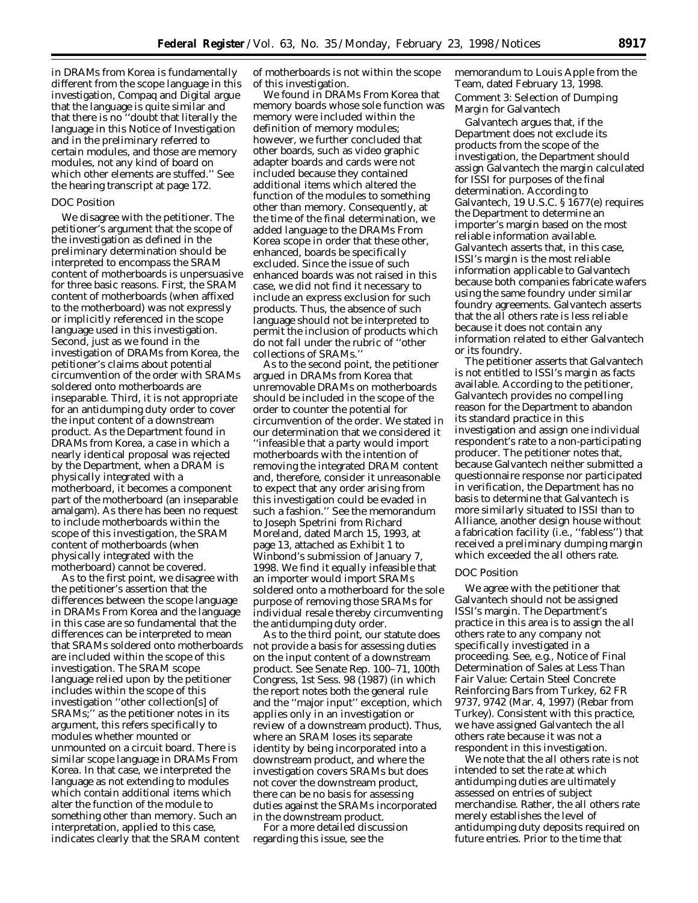in DRAMs from Korea is fundamentally different from the scope language in this investigation, Compaq and Digital argue that the language is quite similar and that there is no ''doubt that literally the language in this Notice of Investigation and in the preliminary referred to certain modules, and those are memory modules, not any kind of board on which other elements are stuffed.'' See the hearing transcript at page 172.

### DOC Position

We disagree with the petitioner. The petitioner's argument that the scope of the investigation as defined in the preliminary determination should be interpreted to encompass the SRAM content of motherboards is unpersuasive for three basic reasons. First, the SRAM content of motherboards (when affixed to the motherboard) was not expressly or implicitly referenced in the scope language used in this investigation. Second, just as we found in the investigation of DRAMs from Korea, the petitioner's claims about potential circumvention of the order with SRAMs soldered onto motherboards are inseparable. Third, it is not appropriate for an antidumping duty order to cover the input content of a downstream product. As the Department found in DRAMs from Korea, a case in which a nearly identical proposal was rejected by the Department, when a DRAM is physically integrated with a motherboard, it becomes a component part of the motherboard (an inseparable amalgam). As there has been no request to include motherboards within the scope of this investigation, the SRAM content of motherboards (when physically integrated with the motherboard) cannot be covered.

As to the first point, we disagree with the petitioner's assertion that the differences between the scope language in DRAMs From Korea and the language in this case are so fundamental that the differences can be interpreted to mean that SRAMs soldered onto motherboards are included within the scope of this investigation. The SRAM scope language relied upon by the petitioner includes within the scope of this investigation ''other collection[s] of SRAMs;'' as the petitioner notes in its argument, this refers specifically to modules whether mounted or unmounted on a circuit board. There is similar scope language in DRAMs From Korea. In that case, we interpreted the language as not extending to modules which contain additional items which alter the function of the module to something other than memory. Such an interpretation, applied to this case, indicates clearly that the SRAM content of motherboards is not within the scope of this investigation.

We found in DRAMs From Korea that memory boards whose sole function was memory were included within the definition of memory modules; however, we further concluded that other boards, such as video graphic adapter boards and cards were not included because they contained additional items which altered the function of the modules to something other than memory. Consequently, at the time of the final determination, we added language to the DRAMs From Korea scope in order that these other, enhanced, boards be specifically excluded. Since the issue of such enhanced boards was not raised in this case, we did not find it necessary to include an express exclusion for such products. Thus, the absence of such language should not be interpreted to permit the inclusion of products which do not fall under the rubric of ''other collections of SRAMs.''

As to the second point, the petitioner argued in DRAMs from Korea that unremovable DRAMs on motherboards should be included in the scope of the order to counter the potential for circumvention of the order. We stated in our determination that we considered it ''infeasible that a party would import motherboards with the intention of removing the integrated DRAM content and, therefore, consider it unreasonable to expect that any order arising from this investigation could be evaded in such a fashion.'' See the memorandum to Joseph Spetrini from Richard Moreland, dated March 15, 1993, at page 13, attached as Exhibit 1 to Winbond's submission of January 7, 1998. We find it equally infeasible that an importer would import SRAMs soldered onto a motherboard for the sole purpose of removing those SRAMs for individual resale thereby circumventing the antidumping duty order.

As to the third point, our statute does not provide a basis for assessing duties on the input content of a downstream product. See Senate Rep. 100–71, 100th Congress, 1st Sess. 98 (1987) (in which the report notes both the general rule and the ''major input'' exception, which applies only in an investigation or review of a downstream product). Thus, where an SRAM loses its separate identity by being incorporated into a downstream product, and where the investigation covers SRAMs but does not cover the downstream product, there can be no basis for assessing duties against the SRAMs incorporated in the downstream product.

For a more detailed discussion regarding this issue, see the memorandum to Louis Apple from the Team, dated February 13, 1998.

### Comment 3: Selection of Dumping Margin for Galvantech

Galvantech argues that, if the Department does not exclude its products from the scope of the investigation, the Department should assign Galvantech the margin calculated for ISSI for purposes of the final determination. According to Galvantech, 19 U.S.C. § 1677(e) requires the Department to determine an importer's margin based on the most reliable information available. Galvantech asserts that, in this case, ISSI's margin is the most reliable information applicable to Galvantech because both companies fabricate wafers using the same foundry under similar foundry agreements. Galvantech asserts that the all others rate is less reliable because it does not contain any information related to either Galvantech or its foundry.

The petitioner asserts that Galvantech is not entitled to ISSI's margin as facts available. According to the petitioner, Galvantech provides no compelling reason for the Department to abandon its standard practice in this investigation and assign one individual respondent's rate to a non-participating producer. The petitioner notes that, because Galvantech neither submitted a questionnaire response nor participated in verification, the Department has no basis to determine that Galvantech is more similarly situated to ISSI than to Alliance, another design house without a fabrication facility (i.e., ''fabless'') that received a preliminary dumping margin which exceeded the all others rate.

### DOC Position

We agree with the petitioner that Galvantech should not be assigned ISSI's margin. The Department's practice in this area is to assign the all others rate to any company not specifically investigated in a proceeding. See, e.g., Notice of Final Determination of Sales at Less Than Fair Value: Certain Steel Concrete Reinforcing Bars from Turkey, 62 FR 9737, 9742 (Mar. 4, 1997) (Rebar from Turkey). Consistent with this practice, we have assigned Galvantech the all others rate because it was not a respondent in this investigation.

We note that the all others rate is not intended to set the rate at which antidumping duties are ultimately assessed on entries of subject merchandise. Rather, the all others rate merely establishes the level of antidumping duty deposits required on future entries. Prior to the time that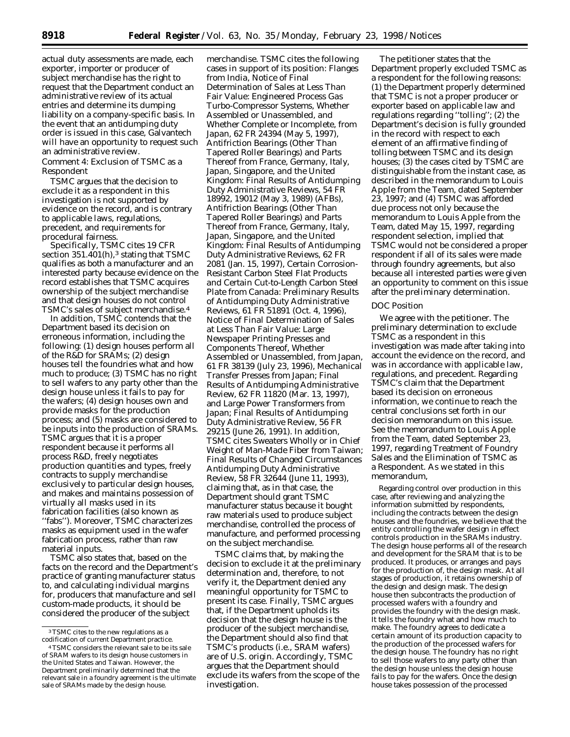actual duty assessments are made, each exporter, importer or producer of subject merchandise has the right to request that the Department conduct an administrative review of its actual entries and determine its dumping liability on a company-specific basis. In the event that an antidumping duty order is issued in this case, Galvantech will have an opportunity to request such an administrative review.

*Comment 4: Exclusion of TSMC as a Respondent*

TSMC argues that the decision to exclude it as a respondent in this investigation is not supported by evidence on the record, and is contrary to applicable laws, regulations, precedent, and requirements for procedural fairness.

Specifically, TSMC cites 19 CFR section 351.401(h),[3] stating that TSMC qualifies as both a manufacturer and an interested party because evidence on the record establishes that TSMC acquires ownership of the subject merchandise and that design houses do not control TSMC's sales of subject merchandise.[4]

In addition, TSMC contends that the Department based its decision on erroneous information, including the following: (1) design houses perform all of the R&D for SRAMs; (2) design houses tell the foundries what and how much to produce; (3) TSMC has no right to sell wafers to any party other than the design house unless it fails to pay for the wafers; (4) design houses own and provide masks for the production process; and (5) masks are considered to be inputs into the production of SRAMs. TSMC argues that it is a proper respondent because it performs all process R&D, freely negotiates production quantities and types, freely contracts to supply merchandise exclusively to particular design houses, and makes and maintains possession of virtually all masks used in its fabrication facilities (also known as ''fabs''). Moreover, TSMC characterizes masks as equipment used in the wafer fabrication process, rather than raw material inputs.

TSMC also states that, based on the facts on the record and the Department's practice of granting manufacturer status to, and calculating individual margins for, producers that manufacture and sell custom-made products, it should be considered the producer of the subject merchandise. TSMC cites the following cases in support of its position: *Flanges from India, Notice of Final Determination of Sales at Less Than Fair Value: Engineered Process Gas Turbo-Compressor Systems, Whether Assembled or Unassembled, and Whether Complete or Incomplete, from Japan*, 62 FR 24394 (May 5, 1997), *Antifriction Bearings (Other Than Tapered Roller Bearings) and Parts Thereof from France, Germany, Italy, Japan, Singapore, and the United Kingdom: Final Results of Antidumping Duty Administrative Reviews*, 54 FR 18992, 19012 (May 3, 1989) (*AFBs*), *Antifriction Bearings (Other Than Tapered Roller Bearings) and Parts Thereof from France, Germany, Italy, Japan, Singapore, and the United Kingdom: Final Results of Antidumping Duty Administrative Reviews*, 62 FR 2081 (Jan. 15, 1997), *Certain Corrosion-Resistant Carbon Steel Flat Products and Certain Cut-to-Length Carbon Steel Plate from Canada: Preliminary Results of Antidumping Duty Administrative Reviews*, 61 FR 51891 (Oct. 4, 1996), *Notice of Final Determination of Sales at Less Than Fair Value: Large Newspaper Printing Presses and Components Thereof, Whether Assembled or Unassembled, from Japan*, 61 FR 38139 (July 23, 1996), *Mechanical Transfer Presses from Japan; Final Results of Antidumping Administrative Review*, 62 FR 11820 (Mar. 13, 1997), and *Large Power Transformers from Japan; Final Results of Antidumping Duty Administrative Review*, 56 FR 29215 (June 26, 1991). In addition, TSMC cites *Sweaters Wholly or in Chief Weight of Man-Made Fiber from Taiwan; Final Results of Changed Circumstances Antidumping Duty Administrative Review*, 58 FR 32644 (June 11, 1993), claiming that, as in that case, the Department should grant TSMC manufacturer status because it bought raw materials used to produce subject merchandise, controlled the process of manufacture, and performed processing on the subject merchandise.

TSMC claims that, by making the decision to exclude it at the preliminary determination and, therefore, to not verify it, the Department denied any meaningful opportunity for TSMC to present its case. Finally, TSMC argues that, if the Department upholds its decision that the design house is the producer of the subject merchandise, the Department should also find that TSMC's products (i.e., SRAM wafers) are of U.S. origin. Accordingly, TSMC argues that the Department should exclude its wafers from the scope of the investigation.

The petitioner states that the Department properly excluded TSMC as a respondent for the following reasons: (1) the Department properly determined that TSMC is not a proper producer or exporter based on applicable law and regulations regarding ''tolling''; (2) the Department's decision is fully grounded in the record with respect to each element of an affirmative finding of tolling between TSMC and its design houses; (3) the cases cited by TSMC are distinguishable from the instant case, as described in the memorandum to Louis Apple from the Team, dated September 23, 1997; and (4) TSMC was afforded due process not only because the memorandum to Louis Apple from the Team, dated May 15, 1997, regarding respondent selection, implied that TSMC would not be considered a proper respondent if all of its sales were made through foundry agreements, but also because all interested parties were given an opportunity to comment on this issue after the preliminary determination.

*DOC Position*

We agree with the petitioner. The preliminary determination to exclude TSMC as a respondent in this investigation was made after taking into account the evidence on the record, and was in accordance with applicable law, regulations, and precedent. Regarding TSMC's claim that the Department based its decision on erroneous information, we continue to reach the central conclusions set forth in our decision memorandum on this issue. See the memorandum to Louis Apple from the Team, dated September 23, 1997, regarding Treatment of Foundry Sales and the Elimination of TSMC as a Respondent. As we stated in this memorandum,

> Regarding control over production in this case, after reviewing and analyzing the information submitted by respondents, including the contracts between the design houses and the foundries, we believe that the entity controlling the wafer design in effect controls production in the SRAMs industry. The design house performs all of the research and development for the SRAM that is to be produced. It produces, or arranges and pays for the production of, the design mask. At all stages of production, it retains ownership of the design and design mask. The design house then subcontracts the production of processed wafers with a foundry and provides the foundry with the design mask. It tells the foundry what and how much to make. The foundry agrees to dedicate a certain amount of its production capacity to the production of the processed wafers for the design house. The foundry has no right to sell those wafers to any party other than the design house unless the design house fails to pay for the wafers. Once the design house takes possession of the processed

[3] TSMC cites to the new regulations as a codification of current Department practice.

[4] TSMC considers the relevant sale to be its sale of SRAM wafers to its design house customers in the United States and Taiwan. However, the Department preliminarily determined that the relevant sale in a foundry agreement is the ultimate sale of SRAMs made by the design house.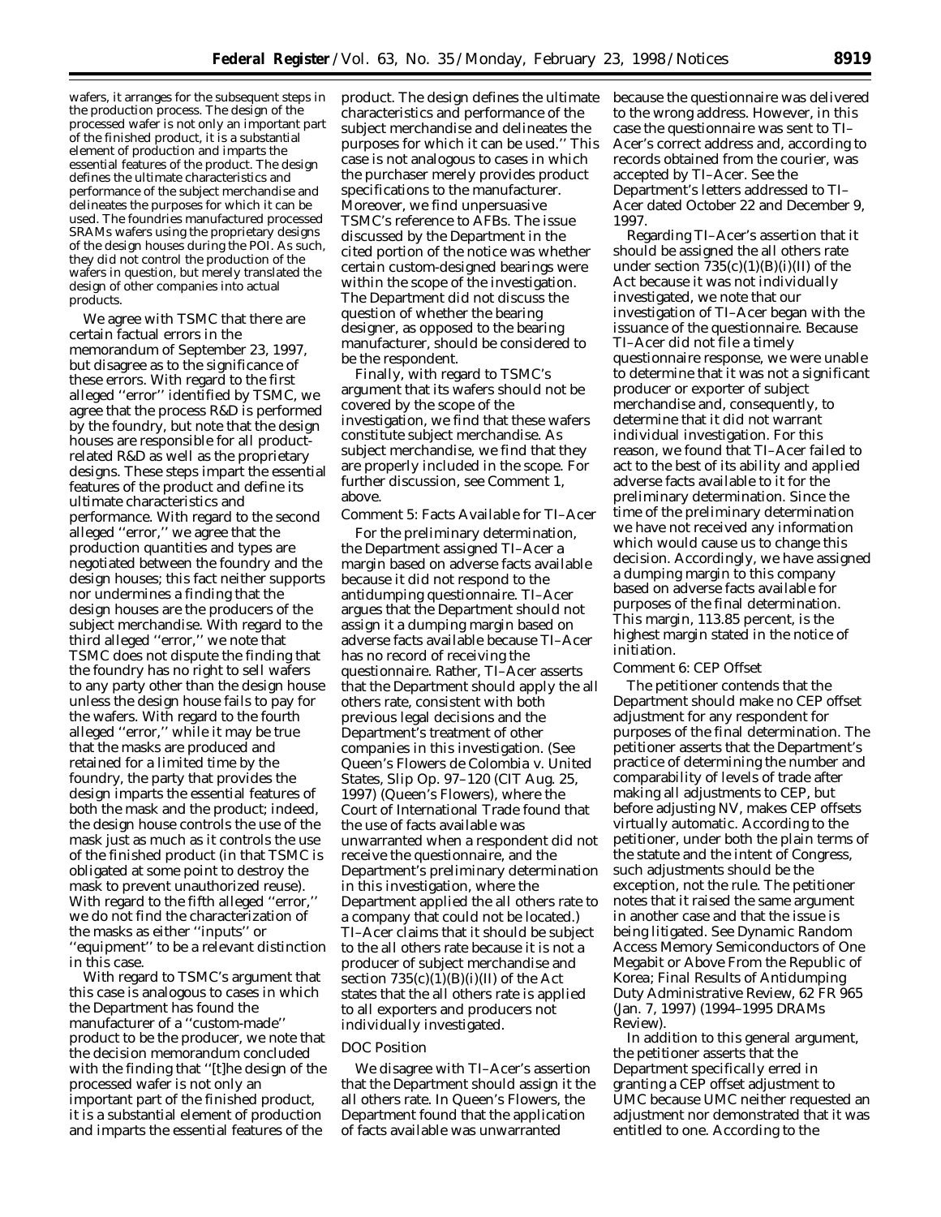wafers, it arranges for the subsequent steps in the production process. The design of the processed wafer is not only an important part of the finished product, it is a substantial element of production and imparts the essential features of the product. The design defines the ultimate characteristics and performance of the subject merchandise and delineates the purposes for which it can be used. The foundries manufactured processed SRAMs wafers using the proprietary designs of the design houses during the POI. As such, they did not control the production of the wafers in question, but merely translated the design of other companies into actual products.

We agree with TSMC that there are certain factual errors in the memorandum of September 23, 1997, but disagree as to the significance of these errors. With regard to the first alleged ''error'' identified by TSMC, we agree that the process R&D is performed by the foundry, but note that the design houses are responsible for all product-related R&D as well as the proprietary designs. These steps impart the essential features of the product and define its ultimate characteristics and performance. With regard to the second alleged ''error,'' we agree that the production quantities and types are negotiated between the foundry and the design houses; this fact neither supports nor undermines a finding that the design houses are the producers of the subject merchandise. With regard to the third alleged ''error,'' we note that TSMC does not dispute the finding that the foundry has no right to sell wafers to any party other than the design house unless the design house fails to pay for the wafers. With regard to the fourth alleged ''error,'' while it may be true that the masks are produced and retained for a limited time by the foundry, the party that provides the design imparts the essential features of both the mask and the product; indeed, the design house controls the use of the mask just as much as it controls the use of the finished product (in that TSMC is obligated at some point to destroy the mask to prevent unauthorized reuse). With regard to the fifth alleged ''error,'' we do not find the characterization of the masks as either ''inputs'' or ''equipment'' to be a relevant distinction in this case.

With regard to TSMC's argument that this case is analogous to cases in which the Department has found the manufacturer of a ''custom-made'' product to be the producer, we note that the decision memorandum concluded with the finding that ''[t]he design of the processed wafer is not only an important part of the finished product, it is a substantial element of production and imparts the essential features of the product. The design defines the ultimate characteristics and performance of the subject merchandise and delineates the purposes for which it can be used.'' This case is not analogous to cases in which the purchaser merely provides product specifications to the manufacturer. Moreover, we find unpersuasive TSMC's reference to AFBs. The issue discussed by the Department in the cited portion of the notice was whether certain custom-designed bearings were within the scope of the investigation. The Department did not discuss the question of whether the bearing designer, as opposed to the bearing manufacturer, should be considered to be the respondent.

Finally, with regard to TSMC's argument that its wafers should not be covered by the scope of the investigation, we find that these wafers constitute subject merchandise. As subject merchandise, we find that they are properly included in the scope. For further discussion, see Comment 1, above.

*Comment 5: Facts Available for TI–Acer*

For the preliminary determination, the Department assigned TI–Acer a margin based on adverse facts available because it did not respond to the antidumping questionnaire. TI–Acer argues that the Department should not assign it a dumping margin based on adverse facts available because TI–Acer has no record of receiving the questionnaire. Rather, TI–Acer asserts that the Department should apply the all others rate, consistent with both previous legal decisions and the Department's treatment of other companies in this investigation. (See *Queen's Flowers de Colombia* v. *United States,* Slip Op. 97–120 (CIT Aug. 25, 1997) (*Queen's Flowers*), where the Court of International Trade found that the use of facts available was unwarranted when a respondent did not receive the questionnaire, and the Department's preliminary determination in this investigation, where the Department applied the all others rate to a company that could not be located.) TI–Acer claims that it should be subject to the all others rate because it is not a producer of subject merchandise and section 735(c)(1)(B)(i)(II) of the Act states that the all others rate is applied to all exporters and producers not individually investigated.

*DOC Position*

We disagree with TI–Acer's assertion that the Department should assign it the all others rate. In *Queen's Flowers,* the Department found that the application of facts available was unwarranted because the questionnaire was delivered to the wrong address. However, in this case the questionnaire was sent to TI–Acer's correct address and, according to records obtained from the courier, was accepted by TI–Acer. See the Department's letters addressed to TI–Acer dated October 22 and December 9, 1997.

Regarding TI–Acer's assertion that it should be assigned the all others rate under section 735(c)(1)(B)(i)(II) of the Act because it was not individually investigated, we note that our investigation of TI–Acer began with the issuance of the questionnaire. Because TI–Acer did not file a timely questionnaire response, we were unable to determine that it was not a significant producer or exporter of subject merchandise and, consequently, to determine that it did not warrant individual investigation. For this reason, we found that TI–Acer failed to act to the best of its ability and applied adverse facts available to it for the preliminary determination. Since the time of the preliminary determination we have not received any information which would cause us to change this decision. Accordingly, we have assigned a dumping margin to this company based on adverse facts available for purposes of the final determination. This margin, 113.85 percent, is the highest margin stated in the notice of initiation.

*Comment 6: CEP Offset*

The petitioner contends that the Department should make no CEP offset adjustment for any respondent for purposes of the final determination. The petitioner asserts that the Department's practice of determining the number and comparability of levels of trade after making all adjustments to CEP, but before adjusting NV, makes CEP offsets virtually automatic. According to the petitioner, under both the plain terms of the statute and the intent of Congress, such adjustments should be the exception, not the rule. The petitioner notes that it raised the same argument in another case and that the issue is being litigated. See *Dynamic Random Access Memory Semiconductors of One Megabit or Above From the Republic of Korea; Final Results of Antidumping Duty Administrative Review,* 62 FR 965 (Jan. 7, 1997) (*1994–1995 DRAMs Review*).

In addition to this general argument, the petitioner asserts that the Department specifically erred in granting a CEP offset adjustment to UMC because UMC neither requested an adjustment nor demonstrated that it was entitled to one. According to the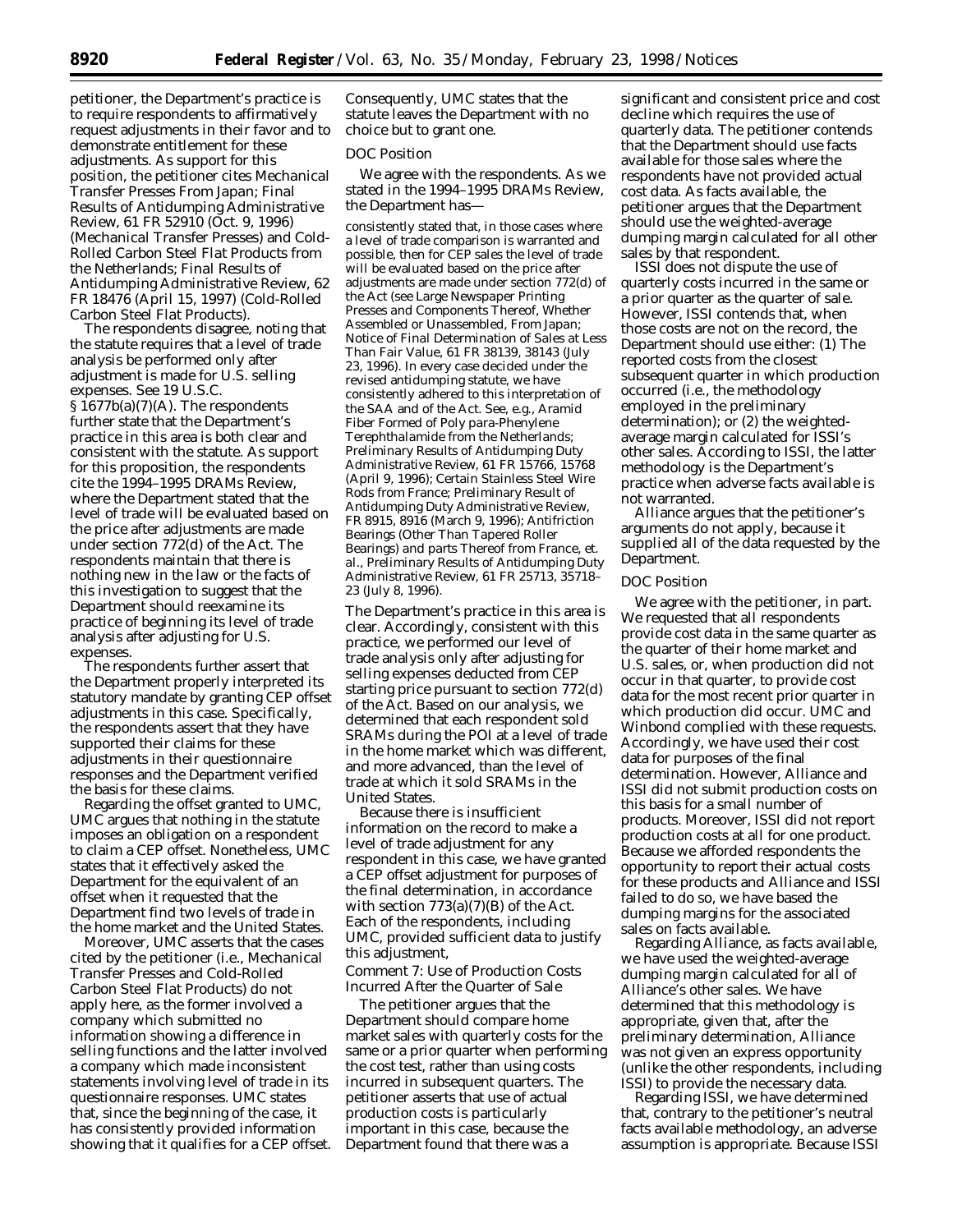petitioner, the Department's practice is to require respondents to affirmatively request adjustments in their favor and to demonstrate entitlement for these adjustments. As support for this position, the petitioner cites Mechanical Transfer Presses From Japan; Final Results of Antidumping Administrative Review, 61 FR 52910 (Oct. 9, 1996) (*Mechanical Transfer Presses*) and Cold-Rolled Carbon Steel Flat Products from the Netherlands; Final Results of Antidumping Administrative Review, 62 FR 18476 (April 15, 1997) (*Cold-Rolled Carbon Steel Flat Products*).

The respondents disagree, noting that the statute requires that a level of trade analysis be performed only after adjustment is made for U.S. selling expenses. *See* 19 U.S.C. § 1677b(a)(7)(A). The respondents further state that the Department's practice in this area is both clear and consistent with the statute. As support for this proposition, the respondents cite the *1994–1995 DRAMs Review*, where the Department stated that the level of trade will be evaluated based on the price after adjustments are made under section 772(d) of the Act. The respondents maintain that there is nothing new in the law or the facts of this investigation to suggest that the Department should reexamine its practice of beginning its level of trade analysis after adjusting for U.S. expenses.

The respondents further assert that the Department properly interpreted its statutory mandate by granting CEP offset adjustments in this case. Specifically, the respondents assert that they have supported their claims for these adjustments in their questionnaire responses and the Department verified the basis for these claims.

Regarding the offset granted to UMC, UMC argues that nothing in the statute imposes an obligation on a respondent to claim a CEP offset. Nonetheless, UMC states that it effectively asked the Department for the equivalent of an offset when it requested that the Department find two levels of trade in the home market and the United States.

Moreover, UMC asserts that the cases cited by the petitioner (*i.e., Mechanical Transfer Presses* and *Cold-Rolled Carbon Steel Flat Products*) do not apply here, as the former involved a company which submitted no information showing a difference in selling functions and the latter involved a company which made inconsistent statements involving level of trade in its questionnaire responses. UMC states that, since the beginning of the case, it has consistently provided information showing that it qualifies for a CEP offset. Consequently, UMC states that the statute leaves the Department with no choice but to grant one.

*DOC Position*

We agree with the respondents. As we stated in the *1994–1995 DRAMs Review*, the Department has—

consistently stated that, in those cases where a level of trade comparison is warranted and possible, then for CEP sales the level of trade will be evaluated based on the price after adjustments are made under section 772(d) of the Act (*see* Large Newspaper Printing Presses and Components Thereof, Whether Assembled or Unassembled, From Japan; Notice of Final Determination of Sales at Less Than Fair Value, 61 FR 38139, 38143 (July 23, 1996). In every case decided under the revised antidumping statute, we have consistently adhered to this interpretation of the SAA and of the Act. *See, e.g.,* Aramid Fiber Formed of Poly para-Phenylene Terephthalamide from the Netherlands; Preliminary Results of Antidumping Duty Administrative Review, 61 FR 15766, 15768 (April 9, 1996); Certain Stainless Steel Wire Rods from France; Preliminary Result of Antidumping Duty Administrative Review, FR 8915, 8916 (March 9, 1996); Antifriction Bearings (Other Than Tapered Roller Bearings) and parts Thereof from France, et. al., Preliminary Results of Antidumping Duty Administrative Review, 61 FR 25713, 35718–23 (July 8, 1996).

The Department's practice in this area is clear. Accordingly, consistent with this practice, we performed our level of trade analysis only after adjusting for selling expenses deducted from CEP starting price pursuant to section 772(d) of the Act. Based on our analysis, we determined that each respondent sold SRAMs during the POI at a level of trade in the home market which was different, and more advanced, than the level of trade at which it sold SRAMs in the United States.

Because there is insufficient information on the record to make a level of trade adjustment for any respondent in this case, we have granted a CEP offset adjustment for purposes of the final determination, in accordance with section 773(a)(7)(B) of the Act. Each of the respondents, including UMC, provided sufficient data to justify this adjustment,

*Comment 7: Use of Production Costs Incurred After the Quarter of Sale*

The petitioner argues that the Department should compare home market sales with quarterly costs for the same or a prior quarter when performing the cost test, rather than using costs incurred in subsequent quarters. The petitioner asserts that use of actual production costs is particularly important in this case, because the Department found that there was a significant and consistent price and cost decline which requires the use of quarterly data. The petitioner contends that the Department should use facts available for those sales where the respondents have not provided actual cost data. As facts available, the petitioner argues that the Department should use the weighted-average margin calculated for all other sales by that respondent.

ISSI does not dispute the use of quarterly costs incurred in the same or a prior quarter as the quarter of sale. However, ISSI contends that, when those costs are not on the record, the Department should use either: (1) The reported costs from the closest subsequent quarter in which production occurred (*i.e.*, the methodology employed in the preliminary determination); or (2) the weighted-average margin calculated for ISSI's other sales. According to ISSI, the latter methodology is the Department's practice when adverse facts available is not warranted.

Alliance argues that the petitioner's arguments do not apply, because it supplied all of the data requested by the Department.

*DOC Position*

We agree with the petitioner, in part. We requested that all respondents provide cost data in the same quarter as the quarter of their home market and U.S. sales, or, when production did not occur in that quarter, to provide cost data for the most recent prior quarter in which production did occur. UMC and Winbond complied with these requests. Accordingly, we have used their cost data for purposes of the final determination. However, Alliance and ISSI did not submit production costs on this basis for a small number of products. Moreover, ISSI did not report production costs at all for one product. Because we afforded respondents the opportunity to report their actual costs for these products and Alliance and ISSI failed to do so, we have based the dumping margins for the associated sales on facts available.

Regarding Alliance, as facts available, we have used the weighted-average dumping margin calculated for all of Alliance's other sales. We have determined that this methodology is appropriate, given that, after the preliminary determination, Alliance was not given an express opportunity (unlike the other respondents, including ISSI) to provide the necessary data.

Regarding ISSI, we have determined that, contrary to the petitioner's neutral facts available methodology, an adverse assumption is appropriate. Because ISSI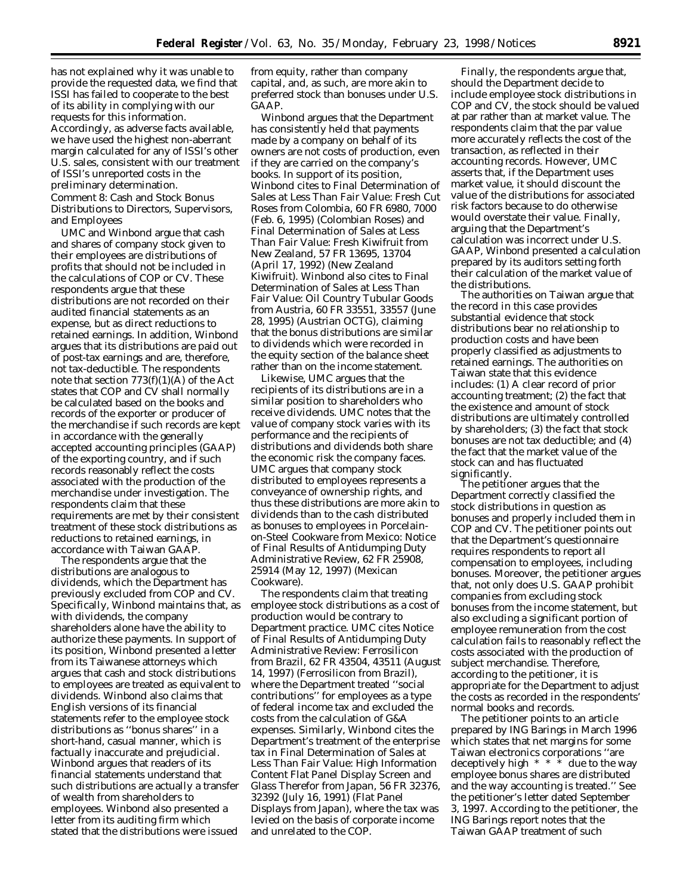has not explained why it was unable to provide the requested data, we find that ISSI has failed to cooperate to the best of its ability in complying with our requests for this information. Accordingly, as adverse facts available, we have used the highest non-aberrant margin calculated for any of ISSI's other U.S. sales, consistent with our treatment of ISSI's unreported costs in the preliminary determination.

*Comment 8: Cash and Stock Bonus Distributions to Directors, Supervisors, and Employees*

UMC and Winbond argue that cash and shares of company stock given to their employees are distributions of profits that should not be included in the calculations of COP or CV. These respondents argue that these distributions are not recorded on their audited financial statements as an expense, but as direct reductions to retained earnings. In addition, Winbond argues that its distributions are paid out of post-tax earnings and are, therefore, not tax-deductible. The respondents note that section 773(f)(1)(A) of the Act states that COP and CV shall normally be calculated based on the books and records of the exporter or producer of the merchandise if such records are kept in accordance with the generally accepted accounting principles (GAAP) of the exporting country, and if such records reasonably reflect the costs associated with the production of the merchandise under investigation. The respondents claim that these requirements are met by their consistent treatment of these stock distributions as reductions to retained earnings, in accordance with Taiwan GAAP.

The respondents argue that the distributions are analogous to dividends, which the Department has previously excluded from COP and CV. Specifically, Winbond maintains that, as with dividends, the company shareholders alone have the ability to authorize these payments. In support of its position, Winbond presented a letter from its Taiwanese attorneys which argues that cash and stock distributions to employees are treated as equivalent to dividends. Winbond also claims that English versions of its financial statements refer to the employee stock distributions as ''bonus shares'' in a short-hand, casual manner, which is factually inaccurate and prejudicial. Winbond argues that readers of its financial statements understand that such distributions are actually a transfer of wealth from shareholders to employees. Winbond also presented a letter from its auditing firm which stated that the distributions were issued from equity, rather than company capital, and, as such, are more akin to preferred stock than bonuses under U.S. GAAP.

Winbond argues that the Department has consistently held that payments made by a company on behalf of its owners are not costs of production, even if they are carried on the company's books. In support of its position, Winbond cites to *Final Determination of Sales at Less Than Fair Value: Fresh Cut Roses from Colombia,* 60 FR 6980, 7000 (Feb. 6, 1995) (*Colombian Roses*) and *Final Determination of Sales at Less Than Fair Value: Fresh Kiwifruit from New Zealand,* 57 FR 13695, 13704 (April 17, 1992) (*New Zealand Kiwifruit*). Winbond also cites to *Final Determination of Sales at Less Than Fair Value: Oil Country Tubular Goods from Austria,* 60 FR 33551, 33557 (June 28, 1995) (*Austrian OCTG*), claiming that the bonus distributions are similar to dividends which were recorded in the equity section of the balance sheet rather than on the income statement.

Likewise, UMC argues that the recipients of its distributions are in a similar position to shareholders who receive dividends. UMC notes that the value of company stock varies with its performance and the recipients of distributions and dividends both share the economic risk the company faces. UMC argues that company stock distributed to employees represents a conveyance of ownership rights, and thus these distributions are more akin to dividends than to the cash distributed as bonuses to employees in *Porcelain-on-Steel Cookware from Mexico: Notice of Final Results of Antidumping Duty Administrative Review,* 62 FR 25908, 25914 (May 12, 1997) (*Mexican Cookware*).

The respondents claim that treating employee stock distributions as a cost of production would be contrary to Department practice. UMC cites *Notice of Final Results of Antidumping Duty Administrative Review: Ferrosilicon from Brazil,* 62 FR 43504, 43511 (August 14, 1997) (*Ferrosilicon from Brazil*), where the Department treated ''social contributions'' for employees as a type of federal income tax and excluded the costs from the calculation of G&A expenses. Similarly, Winbond cites the Department's treatment of the enterprise tax in *Final Determination of Sales at Less Than Fair Value: High Information Content Flat Panel Display Screen and Glass Therefor from Japan,* 56 FR 32376, 32392 (July 16, 1991) (*Flat Panel Displays from Japan*), where the tax was levied on the basis of corporate income and unrelated to the COP.

Finally, the respondents argue that, should the Department decide to include employee stock distributions in COP and CV, the stock should be valued at par rather than at market value. The respondents claim that the par value more accurately reflects the cost of the transaction, as reflected in their accounting records. However, UMC asserts that, if the Department uses market value, it should discount the value of the distributions for associated risk factors because to do otherwise would overstate their value. Finally, arguing that the Department's calculation was incorrect under U.S. GAAP, Winbond presented a calculation prepared by its auditors setting forth their calculation of the market value of the distributions.

The authorities on Taiwan argue that the record in this case provides substantial evidence that stock distributions bear no relationship to production costs and have been properly classified as adjustments to retained earnings. The authorities on Taiwan state that this evidence includes: (1) A clear record of prior accounting treatment; (2) the fact that the existence and amount of stock distributions are ultimately controlled by shareholders; (3) the fact that stock bonuses are not tax deductible; and (4) the fact that the market value of the stock can and has fluctuated significantly.

The petitioner argues that the Department correctly classified the stock distributions in question as bonuses and properly included them in COP and CV. The petitioner points out that the Department's questionnaire requires respondents to report all compensation to employees, including bonuses. Moreover, the petitioner argues that, not only does U.S. GAAP prohibit companies from excluding stock bonuses from the income statement, but also excluding a significant portion of employee remuneration from the cost calculation fails to reasonably reflect the costs associated with the production of subject merchandise. Therefore, according to the petitioner, it is appropriate for the Department to adjust the costs as recorded in the respondents' normal books and records.

The petitioner points to an article prepared by ING Barings in March 1996 which states that net margins for some Taiwan electronics corporations ''are deceptively high * * * due to the way employee bonus shares are distributed and the way accounting is treated.'' See the petitioner's letter dated September 3, 1997. According to the petitioner, the ING Barings report notes that the Taiwan GAAP treatment of such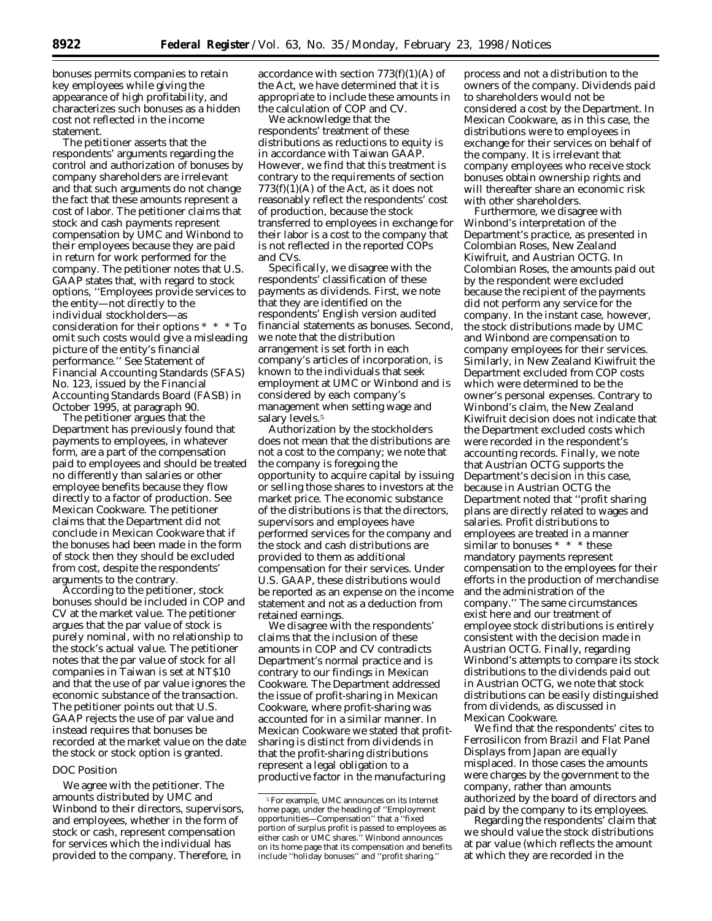bonuses permits companies to retain key employees while giving the appearance of high profitability, and characterizes such bonuses as a hidden cost not reflected in the income statement.

The petitioner asserts that the respondents' arguments regarding the control and authorization of bonuses by company shareholders are irrelevant and that such arguments do not change the fact that these amounts represent a cost of labor. The petitioner claims that stock and cash payments represent compensation by UMC and Winbond to their employees because they are paid in return for work performed for the company. The petitioner notes that U.S. GAAP states that, with regard to stock options, ''Employees provide services to the entity—not directly to the individual stockholders—as consideration for their options * * * To omit such costs would give a misleading picture of the entity's financial performance.'' See Statement of Financial Accounting Standards (SFAS) No. 123, issued by the Financial Accounting Standards Board (FASB) in October 1995, at paragraph 90.

The petitioner argues that the Department has previously found that payments to employees, in whatever form, are a part of the compensation paid to employees and should be treated no differently than salaries or other employee benefits because they flow directly to a factor of production. See *Mexican Cookware.* The petitioner claims that the Department did not conclude in *Mexican Cookware* that if the bonuses had been made in the form of stock then they should be excluded from cost, despite the respondents' arguments to the contrary.

According to the petitioner, stock bonuses should be included in COP and CV at the market value. The petitioner argues that the par value of stock is purely nominal, with no relationship to the stock's actual value. The petitioner notes that the par value of stock for all companies in Taiwan is set at NT$10 and that the use of par value ignores the economic substance of the transaction. The petitioner points out that U.S. GAAP rejects the use of par value and instead requires that bonuses be recorded at the market value on the date the stock or stock option is granted.

*DOC Position*

We agree with the petitioner. The amounts distributed by UMC and Winbond to their directors, supervisors, and employees, whether in the form of stock or cash, represent compensation for services which the individual has provided to the company. Therefore, in accordance with section 773(f)(1)(A) of the Act, we have determined that it is appropriate to include these amounts in the calculation of COP and CV.

We acknowledge that the respondents' treatment of these distributions as reductions to equity is in accordance with Taiwan GAAP. However, we find that this treatment is contrary to the requirements of section 773(f)(1)(A) of the Act, as it does not reasonably reflect the respondents' cost of production, because the stock transferred to employees in exchange for their labor is a cost to the company that is not reflected in the reported COPs and CVs.

Specifically, we disagree with the respondents' classification of these payments as dividends. First, we note that they are identified on the respondents' English version audited financial statements as bonuses. Second, we note that the distribution arrangement is set forth in each company's articles of incorporation, is known to the individuals that seek employment at UMC or Winbond and is considered by each company's management when setting wage and salary levels.[5]

Authorization by the stockholders does not mean that the distributions are not a cost to the company; we note that the company is foregoing the opportunity to acquire capital by issuing or selling those shares to investors at the market price. The economic substance of the distributions is that the directors, supervisors and employees have performed services for the company and the stock and cash distributions are provided to them as additional compensation for their services. Under U.S. GAAP, these distributions would be reported as an expense on the income statement and not as a deduction from retained earnings.

We disagree with the respondents' claims that the inclusion of these amounts in COP and CV contradicts Department's normal practice and is contrary to our findings in *Mexican Cookware.* The Department addressed the issue of profit-sharing in *Mexican Cookware,* where profit-sharing was accounted for in a similar manner. In *Mexican Cookware* we stated that profit-sharing is distinct from dividends in that the profit-sharing distributions represent a legal obligation to a productive factor in the manufacturing process and not a distribution to the owners of the company. Dividends paid to shareholders would not be considered a cost by the Department. In *Mexican Cookware,* as in this case, the distributions were to employees in exchange for their services on behalf of the company. It is irrelevant that company employees who receive stock bonuses obtain ownership rights and will thereafter share an economic risk with other shareholders.

Furthermore, we disagree with Winbond's interpretation of the Department's practice, as presented in *Colombian Roses, New Zealand Kiwifruit,* and *Austrian OCTG.* In *Colombian Roses,* the amounts paid out by the respondent were excluded because the recipient of the payments did not perform any service for the company. In the instant case, however, the stock distributions made by UMC and Winbond are compensation to company employees for their services. Similarly, in *New Zealand Kiwifruit* the Department excluded from COP costs which were determined to be the owner's personal expenses. Contrary to Winbond's claim, the *New Zealand Kiwifruit* decision does not indicate that the Department excluded costs which were recorded in the respondent's accounting records. Finally, we note that *Austrian OCTG* supports the Department's decision in this case, because in *Austrian OCTG* the Department noted that ''profit sharing plans are directly related to wages and salaries. Profit distributions to employees are treated in a manner similar to bonuses * * * these mandatory payments represent compensation to the employees for their efforts in the production of merchandise and the administration of the company.'' The same circumstances exist here and our treatment of employee stock distributions is entirely consistent with the decision made in *Austrian OCTG.* Finally, regarding Winbond's attempts to compare its stock distributions to the dividends paid out in *Austrian OCTG,* we note that stock distributions can be easily distinguished from dividends, as discussed in *Mexican Cookware.*

We find that the respondents' cites to *Ferrosilicon from Brazil* and *Flat Panel Displays from Japan* are equally misplaced. In those cases the amounts were charges by the government to the company, rather than amounts authorized by the board of directors and paid by the company to its employees.

Regarding the respondents' claim that we should value the stock distributions at par value (which reflects the amount at which they are recorded in the

[5] For example, UMC announces on its Internet home page, under the heading of ''Employment opportunities—Compensation'' that a ''fixed portion of surplus profit is passed to employees as either cash or UMC shares.'' Winbond announces on its home page that its compensation and benefits include ''holiday bonuses'' and ''profit sharing.''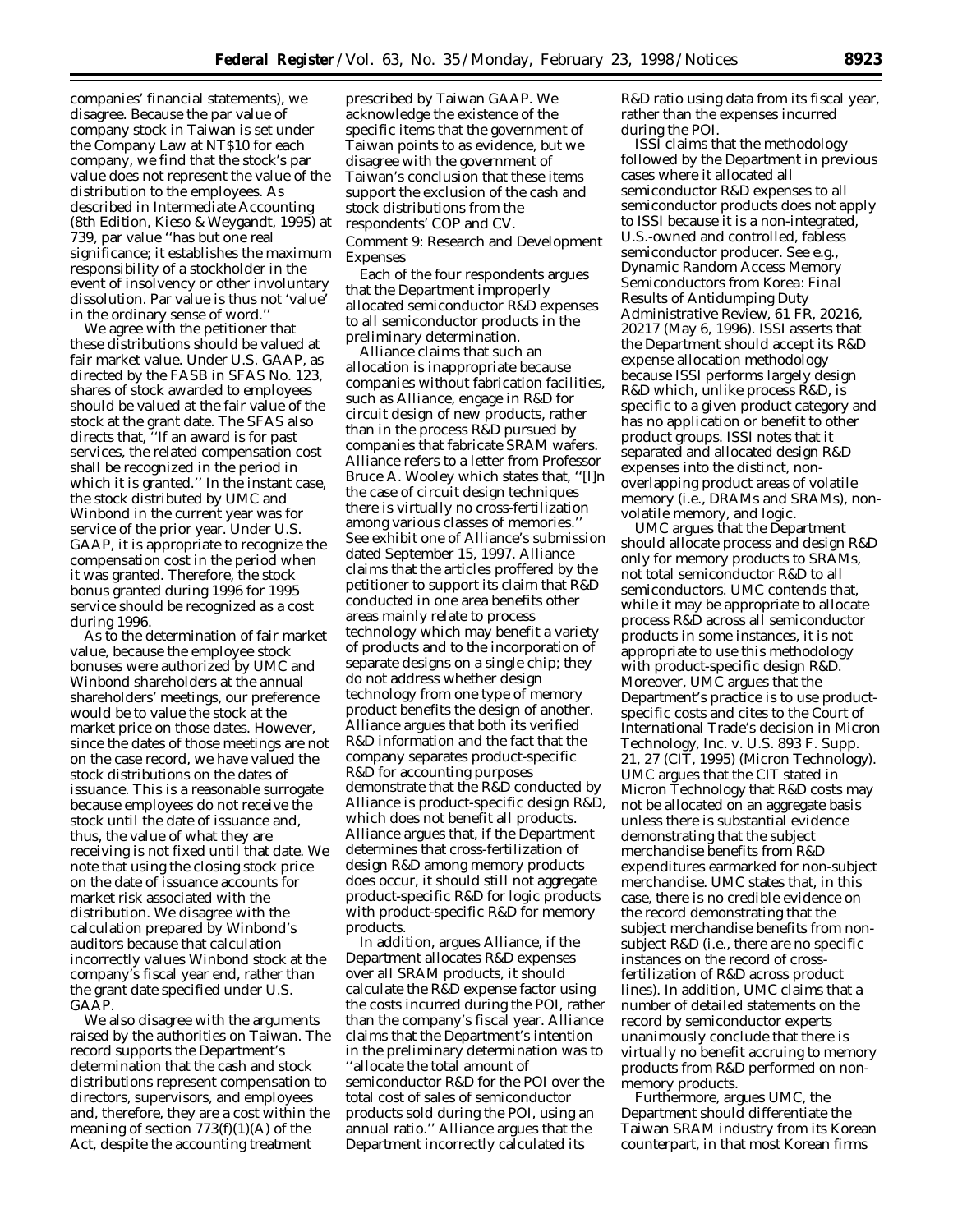companies' financial statements), we disagree. Because the par value of company stock in Taiwan is set under the Company Law at NT$10 for each company, we find that the stock's par value does not represent the value of the distribution to the employees. As described in Intermediate Accounting (8th Edition, Kieso & Weygandt, 1995) at 739, par value ''has but one real significance; it establishes the maximum responsibility of a stockholder in the event of insolvency or other involuntary dissolution. Par value is thus not 'value' in the ordinary sense of word.''

We agree with the petitioner that these distributions should be valued at fair market value. Under U.S. GAAP, as directed by the FASB in SFAS No. 123, shares of stock awarded to employees should be valued at the fair value of the stock at the grant date. The SFAS also directs that, ''If an award is for past services, the related compensation cost shall be recognized in the period in which it is granted.'' In the instant case, the stock distributed by UMC and Winbond in the current year was for service of the prior year. Under U.S. GAAP, it is appropriate to recognize the compensation cost in the period when it was granted. Therefore, the stock bonus granted during 1996 for 1995 service should be recognized as a cost during 1996.

As to the determination of fair market value, because the employee stock bonuses were authorized by UMC and Winbond shareholders at the annual shareholders' meetings, our preference would be to value the stock at the market price on those dates. However, since the dates of those meetings are not on the case record, we have valued the stock distributions on the dates of issuance. This is a reasonable surrogate because employees do not receive the stock until the date of issuance and, thus, the value of what they are receiving is not fixed until that date. We note that using the closing stock price on the date of issuance accounts for market risk associated with the distribution. We disagree with the calculation prepared by Winbond's auditors because that calculation incorrectly values Winbond stock at the company's fiscal year end, rather than the grant date specified under U.S. GAAP.

We also disagree with the arguments raised by the authorities on Taiwan. The record supports the Department's determination that the cash and stock distributions represent compensation to directors, supervisors, and employees and, therefore, they are a cost within the meaning of section 773(f)(1)(A) of the Act, despite the accounting treatment prescribed by Taiwan GAAP. We acknowledge the existence of the specific items that the government of Taiwan points to as evidence, but we disagree with the government of Taiwan's conclusion that these items support the exclusion of the cash and stock distributions from the respondents' COP and CV.

*Comment 9: Research and Development Expenses*

Each of the four respondents argues that the Department improperly allocated semiconductor R&D expenses to all semiconductor products in the preliminary determination.

Alliance claims that such an allocation is inappropriate because companies without fabrication facilities, such as Alliance, engage in R&D for circuit design of new products, rather than in the process R&D pursued by companies that fabricate SRAM wafers. Alliance refers to a letter from Professor Bruce A. Wooley which states that, ''[I]n the case of circuit design techniques there is virtually no cross-fertilization among various classes of memories.'' See exhibit one of Alliance's submission dated September 15, 1997. Alliance claims that the articles proffered by the petitioner to support its claim that R&D conducted in one area benefits other areas mainly relate to process technology which may benefit a variety of products and to the incorporation of separate designs on a single chip; they do not address whether design technology from one type of memory product benefits the design of another. Alliance argues that both its verified R&D information and the fact that the company separates product-specific R&D for accounting purposes demonstrate that the R&D conducted by Alliance is product-specific design R&D, which does not benefit all products. Alliance argues that, if the Department determines that cross-fertilization of design R&D among memory products does occur, it should still not aggregate product-specific R&D for logic products with product-specific R&D for memory products.

In addition, argues Alliance, if the Department allocates R&D expenses over all SRAM products, it should calculate the R&D expense factor using the costs incurred during the POI, rather than the company's fiscal year. Alliance claims that the Department's intention in the preliminary determination was to ''allocate the total amount of semiconductor R&D for the POI over the total cost of sales of semiconductor products sold during the POI, using an annual ratio.'' Alliance argues that the Department incorrectly calculated its R&D ratio using data from its fiscal year, rather than the expenses incurred during the POI.

ISSI claims that the methodology followed by the Department in previous cases where it allocated all semiconductor R&D expenses to all semiconductor products does not apply to ISSI because it is a non-integrated, U.S.-owned and controlled, fabless semiconductor producer. *See e.g., Dynamic Random Access Memory Semiconductors from Korea: Final Results of Antidumping Duty Administrative Review,* 61 FR, 20216, 20217 (May 6, 1996). ISSI asserts that the Department should accept its R&D expense allocation methodology because ISSI performs largely design R&D which, unlike process R&D, is specific to a given product category and has no application or benefit to other product groups. ISSI notes that it separated and allocated design R&D expenses into the distinct, non-overlapping product areas of volatile memory (*i.e.,* DRAMs and SRAMs), non-volatile memory, and logic.

UMC argues that the Department should allocate process and design R&D only for memory products to SRAMs, not total semiconductor R&D to all semiconductors. UMC contends that, while it may be appropriate to allocate process R&D across all semiconductor products in some instances, it is not appropriate to use this methodology with product-specific design R&D. Moreover, UMC argues that the Department's practice is to use product-specific costs and cites to the Court of International Trade's decision in *Micron Technology, Inc.* v. *U.S.* 893 F. Supp. 21, 27 (CIT, 1995) (*Micron Technology*). UMC argues that the CIT stated in *Micron Technology* that R&D costs may not be allocated on an aggregate basis unless there is substantial evidence demonstrating that the subject merchandise benefits from R&D expenditures earmarked for non-subject merchandise. UMC states that, in this case, there is no credible evidence on the record demonstrating that the subject merchandise benefits from non-subject R&D (*i.e.,* there are no specific instances on the record of cross-fertilization of R&D across product lines). In addition, UMC claims that a number of detailed statements on the record by semiconductor experts unanimously conclude that there is virtually no benefit accruing to memory products from R&D performed on non-memory products.

Furthermore, argues UMC, the Department should differentiate the Taiwan SRAM industry from its Korean counterpart, in that most Korean firms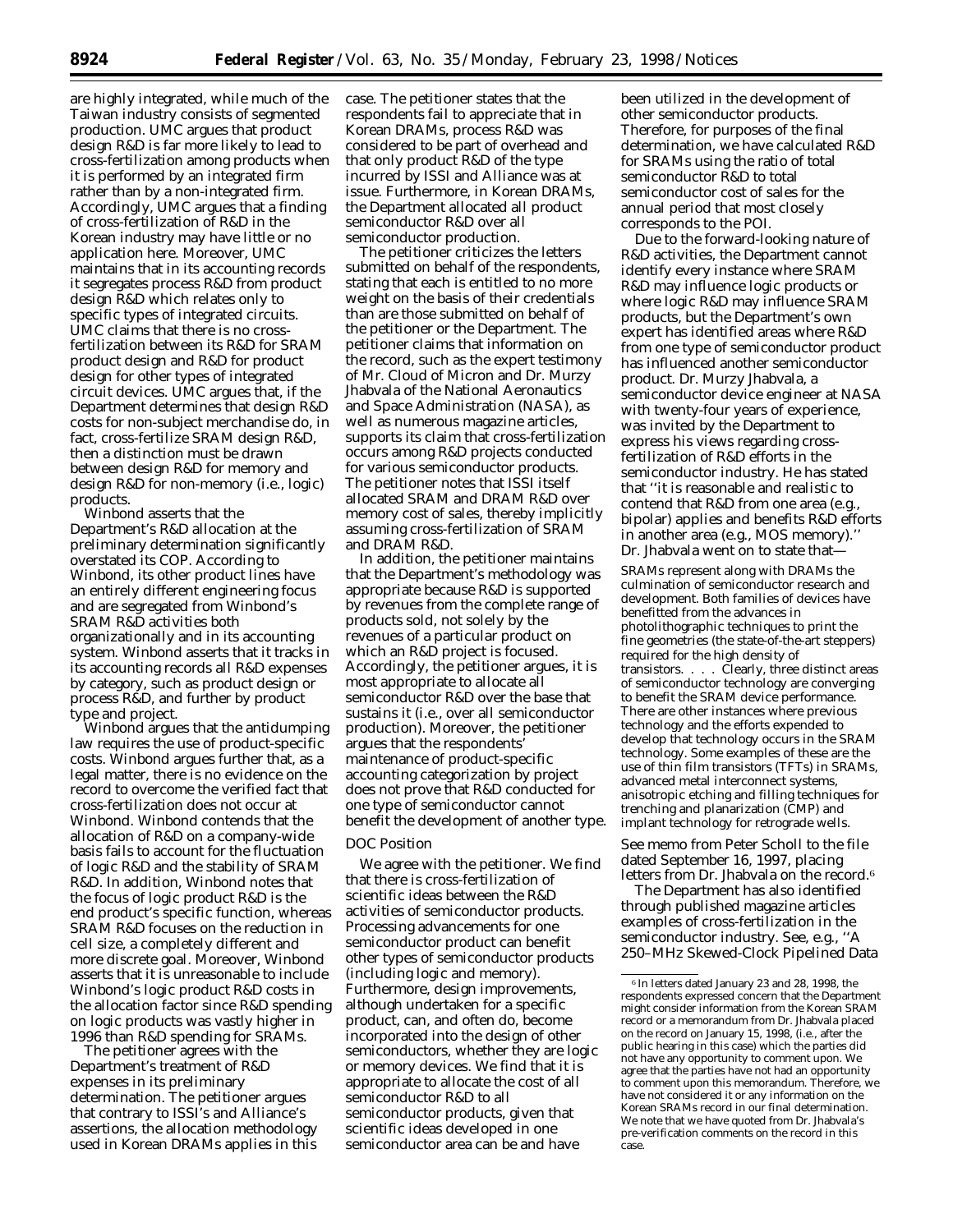are highly integrated, while much of the Taiwan industry consists of segmented production. UMC argues that product design R&D is far more likely to lead to cross-fertilization among products when it is performed by an integrated firm rather than by a non-integrated firm. Accordingly, UMC argues that a finding of cross-fertilization of R&D in the Korean industry may have little or no application here. Moreover, UMC maintains that in its accounting records it segregates process R&D from product design R&D which relates only to specific types of integrated circuits. UMC claims that there is no cross-fertilization between its R&D for SRAM product design and R&D for product design for other types of integrated circuit devices. UMC argues that, if the Department determines that design R&D costs for non-subject merchandise do, in fact, cross-fertilize SRAM design R&D, then a distinction must be drawn between design R&D for memory and design R&D for non-memory (*i.e.*, logic) products.

Winbond asserts that the Department's R&D allocation at the preliminary determination significantly overstated its COP. According to Winbond, its other product lines have an entirely different engineering focus and are segregated from Winbond's SRAM R&D activities both organizationally and in its accounting system. Winbond asserts that it tracks in its accounting records all R&D expenses by category, such as product design or process R&D, and further by product type and project.

Winbond argues that the antidumping law requires the use of product-specific costs. Winbond argues further that, as a legal matter, there is no evidence on the record to overcome the verified fact that cross-fertilization does not occur at Winbond. Winbond contends that the allocation of R&D on a company-wide basis fails to account for the fluctuation of logic R&D and the stability of SRAM R&D. In addition, Winbond notes that the focus of logic product R&D is the end product's specific function, whereas SRAM R&D focuses on the reduction in cell size, a completely different and more discrete goal. Moreover, Winbond asserts that it is unreasonable to include Winbond's logic product R&D costs in the allocation factor since R&D spending on logic products was vastly higher in 1996 than R&D spending for SRAMs.

The petitioner agrees with the Department's treatment of R&D expenses in its preliminary determination. The petitioner argues that contrary to ISSI's and Alliance's assertions, the allocation methodology used in Korean DRAMs applies in this case. The petitioner states that the respondents fail to appreciate that in Korean DRAMs, process R&D was considered to be part of overhead and that only product R&D of the type incurred by ISSI and Alliance was at issue. Furthermore, in Korean DRAMs, the Department allocated all product semiconductor R&D over all semiconductor production.

The petitioner criticizes the letters submitted on behalf of the respondents, stating that each is entitled to no more weight on the basis of their credentials than are those submitted on behalf of the petitioner or the Department. The petitioner claims that information on the record, such as the expert testimony of Mr. Cloud of Micron and Dr. Murzy Jhabvala of the National Aeronautics and Space Administration (NASA), as well as numerous magazine articles, supports its claim that cross-fertilization occurs among R&D projects conducted for various semiconductor products. The petitioner notes that ISSI itself allocated SRAM and DRAM R&D over memory cost of sales, thereby implicitly assuming cross-fertilization of SRAM and DRAM R&D.

In addition, the petitioner maintains that the Department's methodology was appropriate because R&D is supported by revenues from the complete range of products sold, not solely by the revenues of a particular product on which an R&D project is focused. Accordingly, the petitioner argues, it is most appropriate to allocate all semiconductor R&D over the base that sustains it (*i.e.*, over all semiconductor production). Moreover, the petitioner argues that the respondents' maintenance of product-specific accounting categorization by project does not prove that R&D conducted for one type of semiconductor cannot benefit the development of another type.

*DOC Position*

We agree with the petitioner. We find that there is cross-fertilization of scientific ideas between the R&D activities of semiconductor products. Processing advancements for one semiconductor product can benefit other types of semiconductor products (including logic and memory). Furthermore, design improvements, although undertaken for a specific product, can, and often do, become incorporated into the design of other semiconductors, whether they are logic or memory devices. We find that it is appropriate to allocate the cost of all semiconductor R&D to all semiconductor products, given that scientific ideas developed in one semiconductor area can be and have been utilized in the development of other semiconductor products. Therefore, for purposes of the final determination, we have calculated R&D for SRAMs using the ratio of total semiconductor R&D to total semiconductor cost of sales for the annual period that most closely corresponds to the POI.

Due to the forward-looking nature of R&D activities, the Department cannot identify every instance where SRAM R&D may influence logic products or where logic R&D may influence SRAM products, but the Department's own expert has identified areas where R&D from one type of semiconductor product has influenced another semiconductor product. Dr. Murzy Jhabvala, a semiconductor device engineer at NASA with twenty-four years of experience, was invited by the Department to express his views regarding cross-fertilization of R&D efforts in the semiconductor industry. He has stated that ''it is reasonable and realistic to contend that R&D from one area (e.g., bipolar) applies and benefits R&D efforts in another area (e.g., MOS memory).'' Dr. Jhabvala went on to state that—

> SRAMs represent along with DRAMs the culmination of semiconductor research and development. Both families of devices have benefitted from the advances in photolithographic techniques to print the fine geometries (the state-of-the-art steppers) required for the high density of transistors. . . . Clearly, three distinct areas of semiconductor technology are converging to benefit the SRAM device performance. There are other instances where previous technology and the efforts expended to develop that technology occurs in the SRAM technology. Some examples of these are the use of thin film transistors (TFTs) in SRAMs, advanced metal interconnect systems, anisotropic etching and filling techniques for trenching and planarization (CMP) and implant technology for retrograde wells.

See memo from Peter Scholl to the file dated September 16, 1997, placing letters from Dr. Jhabvala on the record.[6]

The Department has also identified through published magazine articles examples of cross-fertilization in the semiconductor industry. See, *e.g.*, ''A 250–MHz Skewed-Clock Pipelined Data

[6] In letters dated January 23 and 28, 1998, the respondents expressed concern that the Department might consider information from the Korean SRAM record or a memorandum from Dr. Jhabvala placed on the record on January 15, 1998, (*i.e.*, after the public hearing in this case) which the parties did not have any opportunity to comment upon. We agree that the parties have not had an opportunity to comment upon this memorandum. Therefore, we have not considered it or any information on the Korean SRAMs record in our final determination. We note that we have quoted from Dr. Jhabvala's pre-verification comments on the record in this case.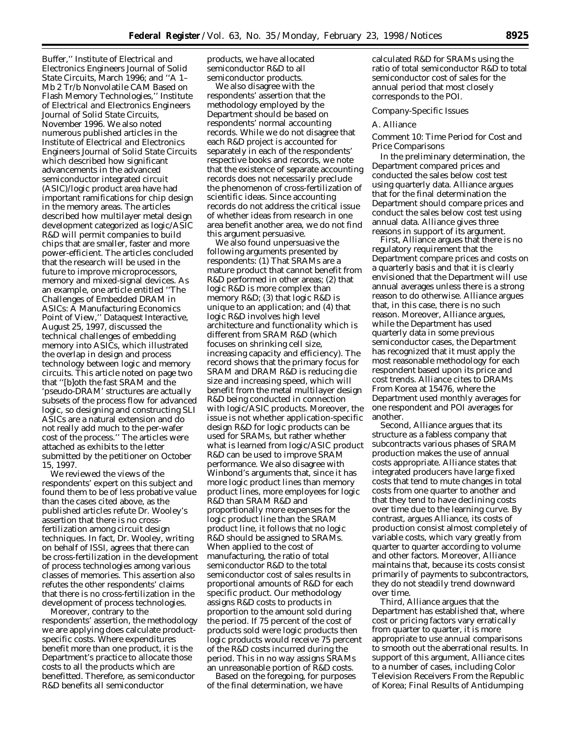Buffer,'' Institute of Electrical and Electronics Engineers Journal of Solid State Circuits, March 1996; and ''A 1–Mb 2 Tr/b Nonvolatile CAM Based on Flash Memory Technologies,'' Institute of Electrical and Electronics Engineers Journal of Solid State Circuits, November 1996. We also noted numerous published articles in the Institute of Electrical and Electronics Engineers Journal of Solid State Circuits which described how significant advancements in the advanced semiconductor integrated circuit (ASIC)/logic product area have had important ramifications for chip design in the memory areas. The articles described how multilayer metal design development categorized as logic/ASIC R&D will permit companies to build chips that are smaller, faster and more power-efficient. The articles concluded that the research will be used in the future to improve microprocessors, memory and mixed-signal devices. As an example, one article entitled ''The Challenges of Embedded DRAM in ASICs: A Manufacturing Economics Point of View,'' Dataquest Interactive, August 25, 1997, discussed the technical challenges of embedding memory into ASICs, which illustrated the overlap in design and process technology between logic and memory circuits. This article noted on page two that ''[b]oth the fast SRAM and the 'pseudo-DRAM' structures are actually subsets of the process flow for advanced logic, so designing and constructing SLI ASICs are a natural extension and do not really add much to the per-wafer cost of the process.'' The articles were attached as exhibits to the letter submitted by the petitioner on October 15, 1997.

We reviewed the views of the respondents' expert on this subject and found them to be of less probative value than the cases cited above, as the published articles refute Dr. Wooley's assertion that there is no cross-fertilization among circuit design techniques. In fact, Dr. Wooley, writing on behalf of ISSI, agrees that there can be cross-fertilization in the development of process technologies among various classes of memories. This assertion also refutes the other respondents' claims that there is no cross-fertilization in the development of process technologies.

Moreover, contrary to the respondents' assertion, the methodology we are applying does calculate product-specific costs. Where expenditures benefit more than one product, it is the Department's practice to allocate those costs to all the products which are benefitted. Therefore, as semiconductor R&D benefits all semiconductor products, we have allocated semiconductor R&D to all semiconductor products.

We also disagree with the respondents' assertion that the methodology employed by the Department should be based on respondents' normal accounting records. While we do not disagree that each R&D project is accounted for separately in each of the respondents' respective books and records, we note that the existence of separate accounting records does not necessarily preclude the phenomenon of cross-fertilization of scientific ideas. Since accounting records do not address the critical issue of whether ideas from research in one area benefit another area, we do not find this argument persuasive.

We also found unpersuasive the following arguments presented by respondents: (1) That SRAMs are a mature product that cannot benefit from R&D performed in other areas; (2) that logic R&D is more complex than memory R&D; (3) that logic R&D is unique to an application; and (4) that logic R&D involves high level architecture and functionality which is different from SRAM R&D (which focuses on shrinking cell size, increasing capacity and efficiency). The record shows that the primary focus for SRAM and DRAM R&D is reducing die size and increasing speed, which will benefit from the metal multilayer design R&D being conducted in connection with logic/ASIC products. Moreover, the issue is not whether application-specific design R&D for logic products can be used for SRAMs, but rather whether what is learned from logic/ASIC product R&D can be used to improve SRAM performance. We also disagree with Winbond's arguments that, since it has more logic product lines than memory product lines, more employees for logic R&D than SRAM R&D and proportionally more expenses for the logic product line than the SRAM product line, it follows that no logic R&D should be assigned to SRAMs. When applied to the cost of manufacturing, the ratio of total semiconductor R&D to the total semiconductor cost of sales results in proportional amounts of R&D for each specific product. Our methodology assigns R&D costs to products in proportion to the amount sold during the period. If 75 percent of the cost of products sold were logic products then logic products would receive 75 percent of the R&D costs incurred during the period. This in no way assigns SRAMs an unreasonable portion of R&D costs.

Based on the foregoing, for purposes of the final determination, we have calculated R&D for SRAMs using the ratio of total semiconductor R&D to total semiconductor cost of sales for the annual period that most closely corresponds to the POI.

*Company-Specific Issues*

*A. Alliance*

*Comment 10: Time Period for Cost and Price Comparisons*

In the preliminary determination, the Department compared prices and conducted the sales below cost test using quarterly data. Alliance argues that for the final determination the Department should compare prices and conduct the sales below cost test using annual data. Alliance gives three reasons in support of its argument.

First, Alliance argues that there is no regulatory requirement that the Department compare prices and costs on a quarterly basis and that it is clearly envisioned that the Department will use annual averages unless there is a strong reason to do otherwise. Alliance argues that, in this case, there is no such reason. Moreover, Alliance argues, while the Department has used quarterly data in some previous semiconductor cases, the Department has recognized that it must apply the most reasonable methodology for each respondent based upon its price and cost trends. Alliance cites to *DRAMs From Korea* at 15476, where the Department used monthly averages for one respondent and POI averages for another.

Second, Alliance argues that its structure as a fabless company that subcontracts various phases of SRAM production makes the use of annual costs appropriate. Alliance states that integrated producers have large fixed costs that tend to mute changes in total costs from one quarter to another and that they tend to have declining costs over time due to the learning curve. By contrast, argues Alliance, its costs of production consist almost completely of variable costs, which vary greatly from quarter to quarter according to volume and other factors. Moreover, Alliance maintains that, because its costs consist primarily of payments to subcontractors, they do not steadily trend downward over time.

Third, Alliance argues that the Department has established that, where cost or pricing factors vary erratically from quarter to quarter, it is more appropriate to use annual comparisons to smooth out the aberrational results. In support of this argument, Alliance cites to a number of cases, including *Color Television Receivers From the Republic of Korea; Final Results of Antidumping*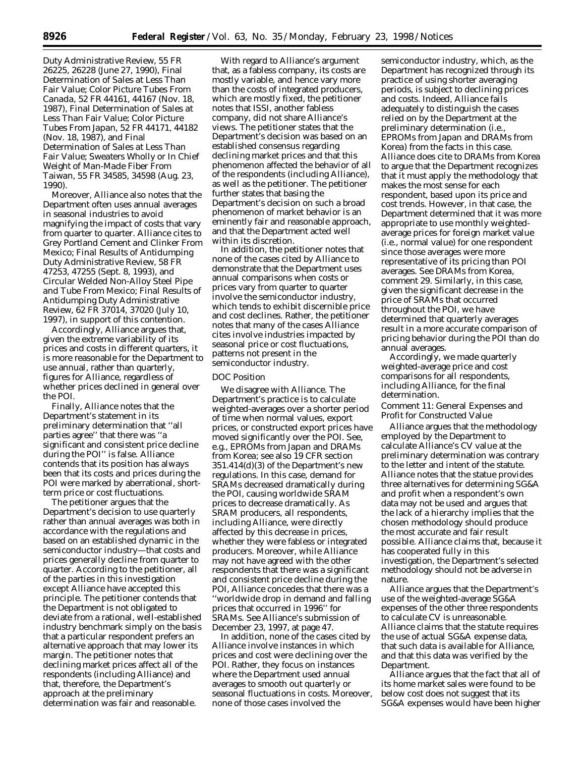Duty Administrative Review, 55 FR 26225, 26228 (June 27, 1990), Final Determination of Sales at Less Than Fair Value; Color Picture Tubes From Canada, 52 FR 44161, 44167 (Nov. 18, 1987), Final Determination of Sales at Less Than Fair Value; Color Picture Tubes From Japan, 52 FR 44171, 44182 (Nov. 18, 1987), and Final Determination of Sales at Less Than Fair Value; Sweaters Wholly or In Chief Weight of Man-Made Fiber From Taiwan, 55 FR 34585, 34598 (Aug. 23, 1990).

Moreover, Alliance also notes that the Department often uses annual averages in seasonal industries to avoid magnifying the impact of costs that vary from quarter to quarter. Alliance cites to Grey Portland Cement and Clinker From Mexico; Final Results of Antidumping Duty Administrative Review, 58 FR 47253, 47255 (Sept. 8, 1993), and Circular Welded Non-Alloy Steel Pipe and Tube From Mexico; Final Results of Antidumping Duty Administrative Review, 62 FR 37014, 37020 (July 10, 1997), in support of this contention.

Accordingly, Alliance argues that, given the extreme variability of its prices and costs in different quarters, it is more reasonable for the Department to use annual, rather than quarterly, figures for Alliance, regardless of whether prices declined in general over the POI.

Finally, Alliance notes that the Department's statement in its preliminary determination that ''all parties agree'' that there was ''a significant and consistent price decline during the POI'' is false. Alliance contends that its position has always been that its costs and prices during the POI were marked by aberrational, short-term price or cost fluctuations.

The petitioner argues that the Department's decision to use quarterly rather than annual averages was both in accordance with the regulations and based on an established dynamic in the semiconductor industry—that costs and prices generally decline from quarter to quarter. According to the petitioner, all of the parties in this investigation except Alliance have accepted this principle. The petitioner contends that the Department is not obligated to deviate from a rational, well-established industry benchmark simply on the basis that a particular respondent prefers an alternative approach that may lower its margin. The petitioner notes that declining market prices affect all of the respondents (including Alliance) and that, therefore, the Department's approach at the preliminary determination was fair and reasonable.

With regard to Alliance's argument that, as a fabless company, its costs are mostly variable, and hence vary more than the costs of integrated producers, which are mostly fixed, the petitioner notes that ISSI, another fabless company, did not share Alliance's views. The petitioner states that the Department's decision was based on an established consensus regarding declining market prices and that this phenomenon affected the behavior of all of the respondents (including Alliance), as well as the petitioner. The petitioner further states that basing the Department's decision on such a broad phenomenon of market behavior is an eminently fair and reasonable approach, and that the Department acted well within its discretion.

In addition, the petitioner notes that none of the cases cited by Alliance to demonstrate that the Department uses annual comparisons when costs or prices vary from quarter to quarter involve the semiconductor industry, which tends to exhibit discernible price and cost declines. Rather, the petitioner notes that many of the cases Alliance cites involve industries impacted by seasonal price or cost fluctuations, patterns not present in the semiconductor industry.

*DOC Position*

We disagree with Alliance. The Department's practice is to calculate weighted-averages over a shorter period of time when normal values, export prices, or constructed export prices have moved significantly over the POI. See, e.g., EPROMs from Japan and DRAMs from Korea; see also 19 CFR section 351.414(d)(3) of the Department's new regulations. In this case, demand for SRAMs decreased dramatically during the POI, causing worldwide SRAM prices to decrease dramatically. As SRAM producers, all respondents, including Alliance, were directly affected by this decrease in prices, whether they were fabless or integrated producers. Moreover, while Alliance may not have agreed with the other respondents that there was a significant and consistent price decline during the POI, Alliance concedes that there was a ''worldwide drop in demand and falling prices that occurred in 1996'' for SRAMs. See Alliance's submission of December 23, 1997, at page 47.

In addition, none of the cases cited by Alliance involve instances in which prices and cost were declining over the POI. Rather, they focus on instances where the Department used annual averages to smooth out quarterly or seasonal fluctuations in costs. Moreover, none of those cases involved the semiconductor industry, which, as the Department has recognized through its practice of using shorter averaging periods, is subject to declining prices and costs. Indeed, Alliance fails adequately to distinguish the cases relied on by the Department at the preliminary determination (i.e., EPROMs from Japan and DRAMs from Korea) from the facts in this case. Alliance does cite to DRAMs from Korea to argue that the Department recognizes that it must apply the methodology that makes the most sense for each respondent, based upon its price and cost trends. However, in that case, the Department determined that it was more appropriate to use monthly weighted-average prices for foreign market value (i.e., normal value) for one respondent since those averages were more representative of its pricing than POI averages. See DRAMs from Korea, comment 29. Similarly, in this case, given the significant decrease in the price of SRAMs that occurred throughout the POI, we have determined that quarterly averages result in a more accurate comparison of pricing behavior during the POI than do annual averages.

Accordingly, we made quarterly weighted-average price and cost comparisons for all respondents, including Alliance, for the final determination.

*Comment 11: General Expenses and Profit for Constructed Value*

Alliance argues that the methodology employed by the Department to calculate Alliance's CV value at the preliminary determination was contrary to the letter and intent of the statute. Alliance notes that the statue provides three alternatives for determining SG&A and profit when a respondent's own data may not be used and argues that the lack of a hierarchy implies that the chosen methodology should produce the most accurate and fair result possible. Alliance claims that, because it has cooperated fully in this investigation, the Department's selected methodology should not be adverse in nature.

Alliance argues that the Department's use of the weighted-average SG&A expenses of the other three respondents to calculate CV is unreasonable. Alliance claims that the statute requires the use of actual SG&A expense data, that such data is available for Alliance, and that this data was verified by the Department.

Alliance argues that the fact that all of its home market sales were found to be below cost does not suggest that its SG&A expenses would have been higher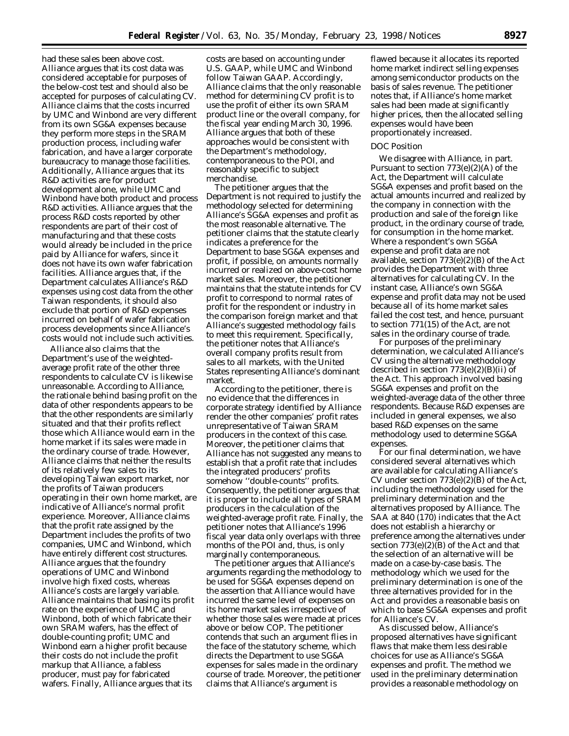had these sales been above cost. Alliance argues that its cost data was considered acceptable for purposes of the below-cost test and should also be accepted for purposes of calculating CV. Alliance claims that the costs incurred by UMC and Winbond are very different from its own SG&A expenses because they perform more steps in the SRAM production process, including wafer fabrication, and have a larger corporate bureaucracy to manage those facilities. Additionally, Alliance argues that its R&D activities are for product development alone, while UMC and Winbond have both product and process R&D activities. Alliance argues that the process R&D costs reported by other respondents are part of their cost of manufacturing and that these costs would already be included in the price paid by Alliance for wafers, since it does not have its own wafer fabrication facilities. Alliance argues that, if the Department calculates Alliance's R&D expenses using cost data from the other Taiwan respondents, it should also exclude that portion of R&D expenses incurred on behalf of wafer fabrication process developments since Alliance's costs would not include such activities.

Alliance also claims that the Department's use of the weighted-average profit rate of the other three respondents to calculate CV is likewise unreasonable. According to Alliance, the rationale behind basing profit on the data of other respondents appears to be that the other respondents are similarly situated and that their profits reflect those which Alliance would earn in the home market if its sales were made in the ordinary course of trade. However, Alliance claims that neither the results of its relatively few sales to its developing Taiwan export market, nor the profits of Taiwan producers operating in their own home market, are indicative of Alliance's normal profit experience. Moreover, Alliance claims that the profit rate assigned by the Department includes the profits of two companies, UMC and Winbond, which have entirely different cost structures. Alliance argues that the foundry operations of UMC and Winbond involve high fixed costs, whereas Alliance's costs are largely variable. Alliance maintains that basing its profit rate on the experience of UMC and Winbond, both of which fabricate their own SRAM wafers, has the effect of double-counting profit; UMC and Winbond earn a higher profit because their costs do not include the profit markup that Alliance, a fabless producer, must pay for fabricated wafers. Finally, Alliance argues that its costs are based on accounting under U.S. GAAP, while UMC and Winbond follow Taiwan GAAP. Accordingly, Alliance claims that the only reasonable method for determining CV profit is to use the profit of either its own SRAM product line or the overall company, for the fiscal year ending March 30, 1996. Alliance argues that both of these approaches would be consistent with the Department's methodology, contemporaneous to the POI, and reasonably specific to subject merchandise.

The petitioner argues that the Department is not required to justify the methodology selected for determining Alliance's SG&A expenses and profit as the most reasonable alternative. The petitioner claims that the statute clearly indicates a preference for the Department to base SG&A expenses and profit, if possible, on amounts normally incurred or realized on above-cost home market sales. Moreover, the petitioner maintains that the statute intends for CV profit to correspond to normal rates of profit for the respondent or industry in the comparison foreign market and that Alliance's suggested methodology fails to meet this requirement. Specifically, the petitioner notes that Alliance's overall company profits result from sales to all markets, with the United States representing Alliance's dominant market.

According to the petitioner, there is no evidence that the differences in corporate strategy identified by Alliance render the other companies' profit rates unrepresentative of Taiwan SRAM producers in the context of this case. Moreover, the petitioner claims that Alliance has not suggested any means to establish that a profit rate that includes the integrated producers' profits somehow ''double-counts'' profits. Consequently, the petitioner argues that it is proper to include all types of SRAM producers in the calculation of the weighted-average profit rate. Finally, the petitioner notes that Alliance's 1996 fiscal year data only overlaps with three months of the POI and, thus, is only marginally contemporaneous.

The petitioner argues that Alliance's arguments regarding the methodology to be used for SG&A expenses depend on the assertion that Alliance would have incurred the same level of expenses on its home market sales irrespective of whether those sales were made at prices above or below COP. The petitioner contends that such an argument flies in the face of the statutory scheme, which directs the Department to use SG&A expenses for sales made in the ordinary course of trade. Moreover, the petitioner claims that Alliance's argument is flawed because it allocates its reported home market indirect selling expenses among semiconductor products on the basis of sales revenue. The petitioner notes that, if Alliance's home market sales had been made at significantly higher prices, then the allocated selling expenses would have been proportionately increased.

*DOC Position*

We disagree with Alliance, in part. Pursuant to section 773(e)(2)(A) of the Act, the Department will calculate SG&A expenses and profit based on the actual amounts incurred and realized by the company in connection with the production and sale of the foreign like product, in the ordinary course of trade, for consumption in the home market. Where a respondent's own SG&A expense and profit data are not available, section 773(e)(2)(B) of the Act provides the Department with three alternatives for calculating CV. In the instant case, Alliance's own SG&A expense and profit data may not be used because all of its home market sales failed the cost test, and hence, pursuant to section 771(15) of the Act, are not sales in the ordinary course of trade.

For purposes of the preliminary determination, we calculated Alliance's CV using the alternative methodology described in section 773(e)(2)(B)(ii) of the Act. This approach involved basing SG&A expenses and profit on the weighted-average data of the other three respondents. Because R&D expenses are included in general expenses, we also based R&D expenses on the same methodology used to determine SG&A expenses.

For our final determination, we have considered several alternatives which are available for calculating Alliance's CV under section 773(e)(2)(B) of the Act, including the methodology used for the preliminary determination and the alternatives proposed by Alliance. The SAA at 840 (170) indicates that the Act does not establish a hierarchy or preference among the alternatives under section 773(e)(2)(B) of the Act and that the selection of an alternative will be made on a case-by-case basis. The methodology which we used for the preliminary determination is one of the three alternatives provided for in the Act and provides a reasonable basis on which to base SG&A expenses and profit for Alliance's CV.

As discussed below, Alliance's proposed alternatives have significant flaws that make them less desirable choices for use as Alliance's SG&A expenses and profit. The method we used in the preliminary determination provides a reasonable methodology on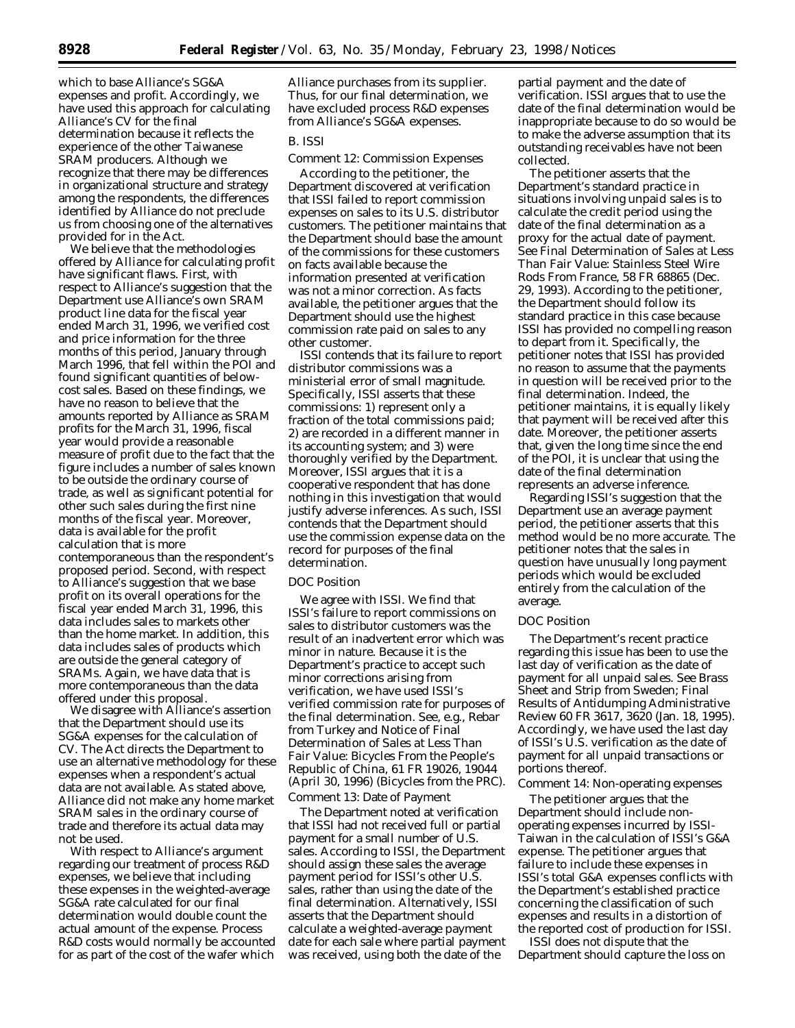which to base Alliance's SG&A expenses and profit. Accordingly, we have used this approach for calculating Alliance's CV for the final determination because it reflects the experience of the other Taiwanese SRAM producers. Although we recognize that there may be differences in organizational structure and strategy among the respondents, the differences identified by Alliance do not preclude us from choosing one of the alternatives provided for in the Act.

We believe that the methodologies offered by Alliance for calculating profit have significant flaws. First, with respect to Alliance's suggestion that the Department use Alliance's own SRAM product line data for the fiscal year ended March 31, 1996, we verified cost and price information for the three months of this period, January through March 1996, that fell within the POI and found significant quantities of below-cost sales. Based on these findings, we have no reason to believe that the amounts reported by Alliance as SRAM profits for the March 31, 1996, fiscal year would provide a reasonable measure of profit due to the fact that the figure includes a number of sales known to be outside the ordinary course of trade, as well as significant potential for other such sales during the first nine months of the fiscal year. Moreover, data is available for the profit calculation that is more contemporaneous than the respondent's proposed period. Second, with respect to Alliance's suggestion that we base profit on its overall operations for the fiscal year ended March 31, 1996, this data includes sales to markets other than the home market. In addition, this data includes sales of products which are outside the general category of SRAMs. Again, we have data that is more contemporaneous than the data offered under this proposal.

We disagree with Alliance's assertion that the Department should use its SG&A expenses for the calculation of CV. The Act directs the Department to use an alternative methodology for these expenses when a respondent's actual data are not available. As stated above, Alliance did not make any home market SRAM sales in the ordinary course of trade and therefore its actual data may not be used.

With respect to Alliance's argument regarding our treatment of process R&D expenses, we believe that including these expenses in the weighted-average SG&A rate calculated for our final determination would double count the actual amount of the expense. Process R&D costs would normally be accounted for as part of the cost of the wafer which Alliance purchases from its supplier. Thus, for our final determination, we have excluded process R&D expenses from Alliance's SG&A expenses.

## B. ISSI

*Comment 12: Commission Expenses*

According to the petitioner, the Department discovered at verification that ISSI failed to report commission expenses on sales to its U.S. distributor customers. The petitioner maintains that the Department should base the amount of the commissions for these customers on facts available because the information presented at verification was not a minor correction. As facts available, the petitioner argues that the Department should use the highest commission rate paid on sales to any other customer.

ISSI contends that its failure to report distributor commissions was a ministerial error of small magnitude. Specifically, ISSI asserts that these commissions: 1) represent only a fraction of the total commissions paid; 2) are recorded in a different manner in its accounting system; and 3) were thoroughly verified by the Department. Moreover, ISSI argues that it is a cooperative respondent that has done nothing in this investigation that would justify adverse inferences. As such, ISSI contends that the Department should use the commission expense data on the record for purposes of the final determination.

*DOC Position*

We agree with ISSI. We find that ISSI's failure to report commissions on sales to distributor customers was the result of an inadvertent error which was minor in nature. Because it is the Department's practice to accept such minor corrections arising from verification, we have used ISSI's verified commission rate for purposes of the final determination. *See, e.g., Rebar from Turkey* and *Notice of Final Determination of Sales at Less Than Fair Value: Bicycles From the People's Republic of China*, 61 FR 19026, 19044 (April 30, 1996) (*Bicycles from the PRC*).

*Comment 13: Date of Payment*

The Department noted at verification that ISSI had not received full or partial payment for a small number of U.S. sales. According to ISSI, the Department should assign these sales the average payment period for ISSI's other U.S. sales, rather than using the date of the final determination. Alternatively, ISSI asserts that the Department should calculate a weighted-average payment date for each sale where partial payment was received, using both the date of the partial payment and the date of verification. ISSI argues that to use the date of the final determination would be inappropriate because to do so would be to make the adverse assumption that its outstanding receivables have not been collected.

The petitioner asserts that the Department's standard practice in situations involving unpaid sales is to calculate the credit period using the date of the final determination as a proxy for the actual date of payment. *See Final Determination of Sales at Less Than Fair Value: Stainless Steel Wire Rods From France*, 58 FR 68865 (Dec. 29, 1993). According to the petitioner, the Department should follow its standard practice in this case because ISSI has provided no compelling reason to depart from it. Specifically, the petitioner notes that ISSI has provided no reason to assume that the payments in question will be received prior to the final determination. Indeed, the petitioner maintains, it is equally likely that payment will be received after this date. Moreover, the petitioner asserts that, given the long time since the end of the POI, it is unclear that using the date of the final determination represents an adverse inference.

Regarding ISSI's suggestion that the Department use an average payment period, the petitioner asserts that this method would be no more accurate. The petitioner notes that the sales in question have unusually long payment periods which would be excluded entirely from the calculation of the average.

*DOC Position*

The Department's recent practice regarding this issue has been to use the last day of verification as the date of payment for all unpaid sales. *See Brass Sheet and Strip from Sweden; Final Results of Antidumping Administrative Review* 60 FR 3617, 3620 (Jan. 18, 1995). Accordingly, we have used the last day of ISSI's U.S. verification as the date of payment for all unpaid transactions or portions thereof.

*Comment 14: Non-operating expenses*

The petitioner argues that the Department should include non-operating expenses incurred by ISSI-Taiwan in the calculation of ISSI's G&A expense. The petitioner argues that failure to include these expenses in ISSI's total G&A expenses conflicts with the Department's established practice concerning the classification of such expenses and results in a distortion of the reported cost of production for ISSI.

ISSI does not dispute that the Department should capture the loss on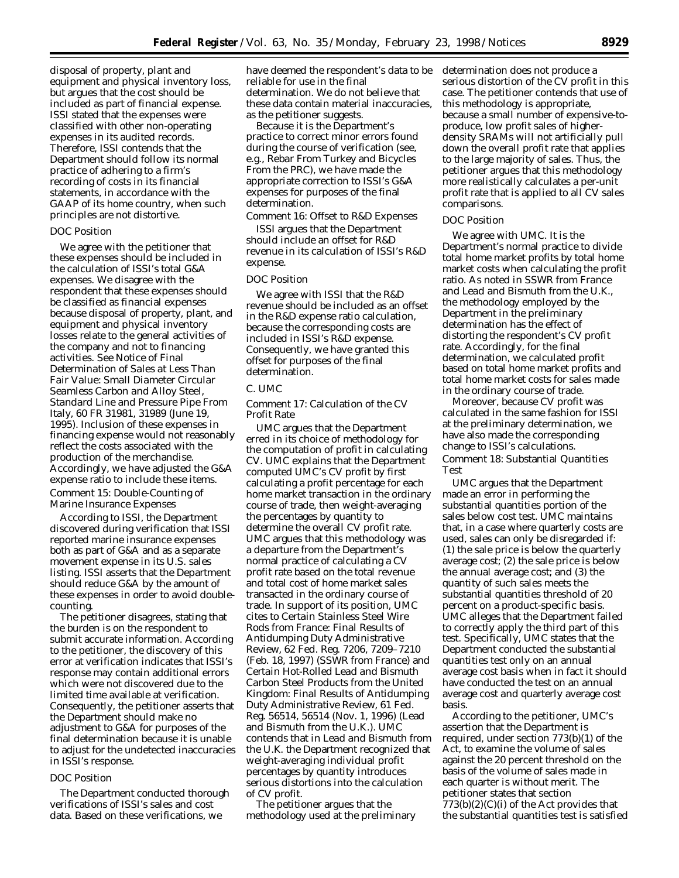disposal of property, plant and equipment and physical inventory loss, but argues that the cost should be included as part of financial expense. ISSI stated that the expenses were classified with other non-operating expenses in its audited records. Therefore, ISSI contends that the Department should follow its normal practice of adhering to a firm's recording of costs in its financial statements, in accordance with the GAAP of its home country, when such principles are not distortive.

*DOC Position*

We agree with the petitioner that these expenses should be included in the calculation of ISSI's total G&A expenses. We disagree with the respondent that these expenses should be classified as financial expenses because disposal of property, plant, and equipment and physical inventory losses relate to the general activities of the company and not to financing activities. See *Notice of Final Determination of Sales at Less Than Fair Value: Small Diameter Circular Seamless Carbon and Alloy Steel, Standard Line and Pressure Pipe From Italy*, 60 FR 31981, 31989 (June 19, 1995). Inclusion of these expenses in financing expense would not reasonably reflect the costs associated with the production of the merchandise. Accordingly, we have adjusted the G&A expense ratio to include these items.

*Comment 15: Double-Counting of Marine Insurance Expenses*

According to ISSI, the Department discovered during verification that ISSI reported marine insurance expenses both as part of G&A and as a separate movement expense in its U.S. sales listing. ISSI asserts that the Department should reduce G&A by the amount of these expenses in order to avoid double-counting.

The petitioner disagrees, stating that the burden is on the respondent to submit accurate information. According to the petitioner, the discovery of this error at verification indicates that ISSI's response may contain additional errors which were not discovered due to the limited time available at verification. Consequently, the petitioner asserts that the Department should make no adjustment to G&A for purposes of the final determination because it is unable to adjust for the undetected inaccuracies in ISSI's response.

*DOC Position*

The Department conducted thorough verifications of ISSI's sales and cost data. Based on these verifications, we have deemed the respondent's data to be reliable for use in the final determination. We do not believe that these data contain material inaccuracies, as the petitioner suggests.

Because it is the Department's practice to correct minor errors found during the course of verification (see, e.g., *Rebar From Turkey* and *Bicycles From the PRC*), we have made the appropriate correction to ISSI's G&A expenses for purposes of the final determination.

*Comment 16: Offset to R&D Expenses*

ISSI argues that the Department should include an offset for R&D revenue in its calculation of ISSI's R&D expense.

*DOC Position*

We agree with ISSI that the R&D revenue should be included as an offset in the R&D expense ratio calculation, because the corresponding costs are included in ISSI's R&D expense. Consequently, we have granted this offset for purposes of the final determination.

*C. UMC*

*Comment 17: Calculation of the CV Profit Rate*

UMC argues that the Department erred in its choice of methodology for the computation of profit in calculating CV. UMC explains that the Department computed UMC's CV profit by first calculating a profit percentage for each home market transaction in the ordinary course of trade, then weight-averaging the percentages by quantity to determine the overall CV profit rate. UMC argues that this methodology was a departure from the Department's normal practice of calculating a CV profit rate based on the total revenue and total cost of home market sales transacted in the ordinary course of trade. In support of its position, UMC cites to *Certain Stainless Steel Wire Rods from France: Final Results of Antidumping Duty Administrative Review*, 62 Fed. Reg. 7206, 7209–7210 (Feb. 18, 1997) (*SSWR from France*) and *Certain Hot-Rolled Lead and Bismuth Carbon Steel Products from the United Kingdom: Final Results of Antidumping Duty Administrative Review*, 61 Fed. Reg. 56514, 56514 (Nov. 1, 1996) (*Lead and Bismuth from the U.K.*). UMC contends that in *Lead and Bismuth from the U.K.* the Department recognized that weight-averaging individual profit percentages by quantity introduces serious distortions into the calculation of CV profit.

The petitioner argues that the methodology used at the preliminary determination does not produce a serious distortion of the CV profit in this case. The petitioner contends that use of this methodology is appropriate, because a small number of expensive-to-produce, low profit sales of higher-density SRAMs will not artificially pull down the overall profit rate that applies to the large majority of sales. Thus, the petitioner argues that this methodology more realistically calculates a per-unit profit rate that is applied to all CV sales comparisons.

*DOC Position*

We agree with UMC. It is the Department's normal practice to divide total home market profits by total home market costs when calculating the profit ratio. As noted in *SSWR from France* and *Lead and Bismuth from the U.K.*, the methodology employed by the Department in the preliminary determination has the effect of distorting the respondent's CV profit rate. Accordingly, for the final determination, we calculated profit based on total home market profits and total home market costs for sales made in the ordinary course of trade.

Moreover, because CV profit was calculated in the same fashion for ISSI at the preliminary determination, we have also made the corresponding change to ISSI's calculations.

*Comment 18: Substantial Quantities Test*

UMC argues that the Department made an error in performing the substantial quantities portion of the sales below cost test. UMC maintains that, in a case where quarterly costs are used, sales can only be disregarded if: (1) the sale price is below the quarterly average cost; (2) the sale price is below the annual average cost; and (3) the quantity of such sales meets the substantial quantities threshold of 20 percent on a product-specific basis. UMC alleges that the Department failed to correctly apply the third part of this test. Specifically, UMC states that the Department conducted the substantial quantities test only on an annual average cost basis when in fact it should have conducted the test on an annual average cost and quarterly average cost basis.

According to the petitioner, UMC's assertion that the Department is required, under section 773(b)(1) of the Act, to examine the volume of sales against the 20 percent threshold on the basis of the volume of sales made in each quarter is without merit. The petitioner states that section 773(b)(2)(C)(i) of the Act provides that the substantial quantities test is satisfied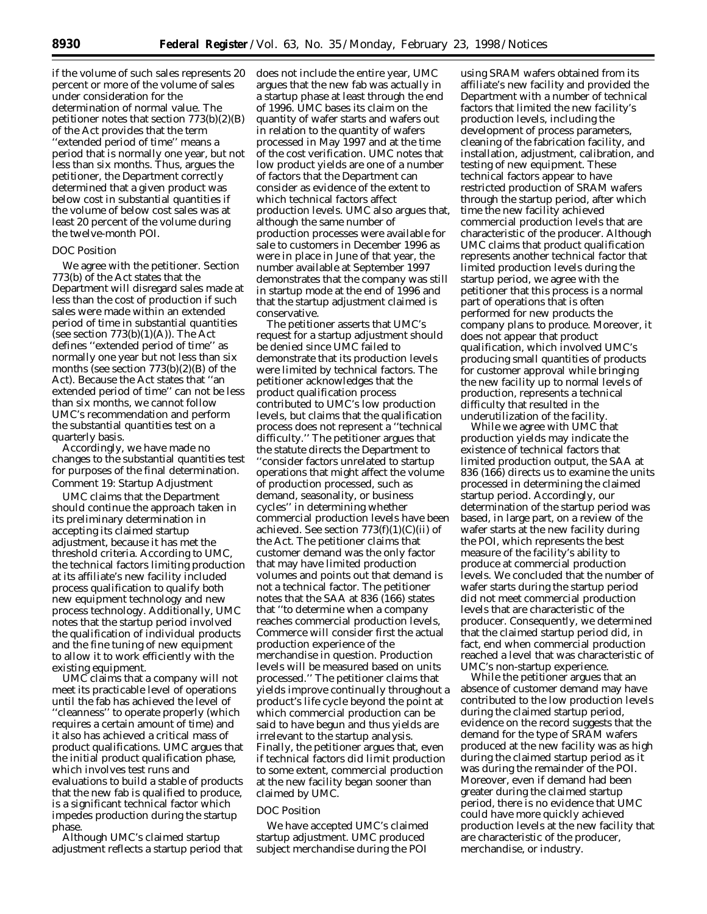if the volume of such sales represents 20 percent or more of the volume of sales under consideration for the determination of normal value. The petitioner notes that section 773(b)(2)(B) of the Act provides that the term ''extended period of time'' means a period that is normally one year, but not less than six months. Thus, argues the petitioner, the Department correctly determined that a given product was below cost in substantial quantities if the volume of below cost sales was at least 20 percent of the volume during the twelve-month POI.

*DOC Position*

We agree with the petitioner. Section 773(b) of the Act states that the Department will disregard sales made at less than the cost of production if such sales were made within an extended period of time in substantial quantities (see section 773(b)(1)(A)). The Act defines ''extended period of time'' as normally one year but not less than six months (see section 773(b)(2)(B) of the Act). Because the Act states that ''an extended period of time'' can not be less than six months, we cannot follow UMC's recommendation and perform the substantial quantities test on a quarterly basis.

Accordingly, we have made no changes to the substantial quantities test for purposes of the final determination.

*Comment 19: Startup Adjustment*

UMC claims that the Department should continue the approach taken in its preliminary determination in accepting its claimed startup adjustment, because it has met the threshold criteria. According to UMC, the technical factors limiting production at its affiliate's new facility included process qualification to qualify both new equipment technology and new process technology. Additionally, UMC notes that the startup period involved the qualification of individual products and the fine tuning of new equipment to allow it to work efficiently with the existing equipment.

UMC claims that a company will not meet its practicable level of operations until the fab has achieved the level of ''cleanness'' to operate properly (which requires a certain amount of time) and it also has achieved a critical mass of product qualifications. UMC argues that the initial product qualification phase, which involves test runs and evaluations to build a stable of products that the new fab is qualified to produce, is a significant technical factor which impedes production during the startup phase.

Although UMC's claimed startup adjustment reflects a startup period that does not include the entire year, UMC argues that the new fab was actually in a startup phase at least through the end of 1996. UMC bases its claim on the quantity of wafer starts and wafers out in relation to the quantity of wafers processed in May 1997 and at the time of the cost verification. UMC notes that low product yields are one of a number of factors that the Department can consider as evidence of the extent to which technical factors affect production levels. UMC also argues that, although the same number of production processes were available for sale to customers in December 1996 as were in place in June of that year, the number available at September 1997 demonstrates that the company was still in startup mode at the end of 1996 and that the startup adjustment claimed is conservative.

The petitioner asserts that UMC's request for a startup adjustment should be denied since UMC failed to demonstrate that its production levels were limited by technical factors. The petitioner acknowledges that the product qualification process contributed to UMC's low production levels, but claims that the qualification process does not represent a ''technical difficulty.'' The petitioner argues that the statute directs the Department to ''consider factors unrelated to startup operations that might affect the volume of production processed, such as demand, seasonality, or business cycles'' in determining whether commercial production levels have been achieved. See section 773(f)(1)(C)(ii) of the Act. The petitioner claims that customer demand was the only factor that may have limited production volumes and points out that demand is not a technical factor. The petitioner notes that the SAA at 836 (166) states that ''to determine when a company reaches commercial production levels, Commerce will consider first the actual production experience of the merchandise in question. Production levels will be measured based on units processed.'' The petitioner claims that yields improve continually throughout a product's life cycle beyond the point at which commercial production can be said to have begun and thus yields are irrelevant to the startup analysis. Finally, the petitioner argues that, even if technical factors did limit production to some extent, commercial production at the new facility began sooner than claimed by UMC.

*DOC Position*

We have accepted UMC's claimed startup adjustment. UMC produced subject merchandise during the POI using SRAM wafers obtained from its affiliate's new facility and provided the Department with a number of technical factors that limited the new facility's production levels, including the development of process parameters, cleaning of the fabrication facility, and installation, adjustment, calibration, and testing of new equipment. These technical factors appear to have restricted production of SRAM wafers through the startup period, after which time the new facility achieved commercial production levels that are characteristic of the producer. Although UMC claims that product qualification represents another technical factor that limited production levels during the startup period, we agree with the petitioner that this process is a normal part of operations that is often performed for new products the company plans to produce. Moreover, it does not appear that product qualification, which involved UMC's producing small quantities of products for customer approval while bringing the new facility up to normal levels of production, represents a technical difficulty that resulted in the underutilization of the facility.

While we agree with UMC that production yields may indicate the existence of technical factors that limited production output, the SAA at 836 (166) directs us to examine the units processed in determining the claimed startup period. Accordingly, our determination of the startup period was based, in large part, on a review of the wafer starts at the new facility during the POI, which represents the best measure of the facility's ability to produce at commercial production levels. We concluded that the number of wafer starts during the startup period did not meet commercial production levels that are characteristic of the producer. Consequently, we determined that the claimed startup period did, in fact, end when commercial production reached a level that was characteristic of UMC's non-startup experience.

While the petitioner argues that an absence of customer demand may have contributed to the low production levels during the claimed startup period, evidence on the record suggests that the demand for the type of SRAM wafers produced at the new facility was as high during the claimed startup period as it was during the remainder of the POI. Moreover, even if demand had been greater during the claimed startup period, there is no evidence that UMC could have more quickly achieved production levels at the new facility that are characteristic of the producer, merchandise, or industry.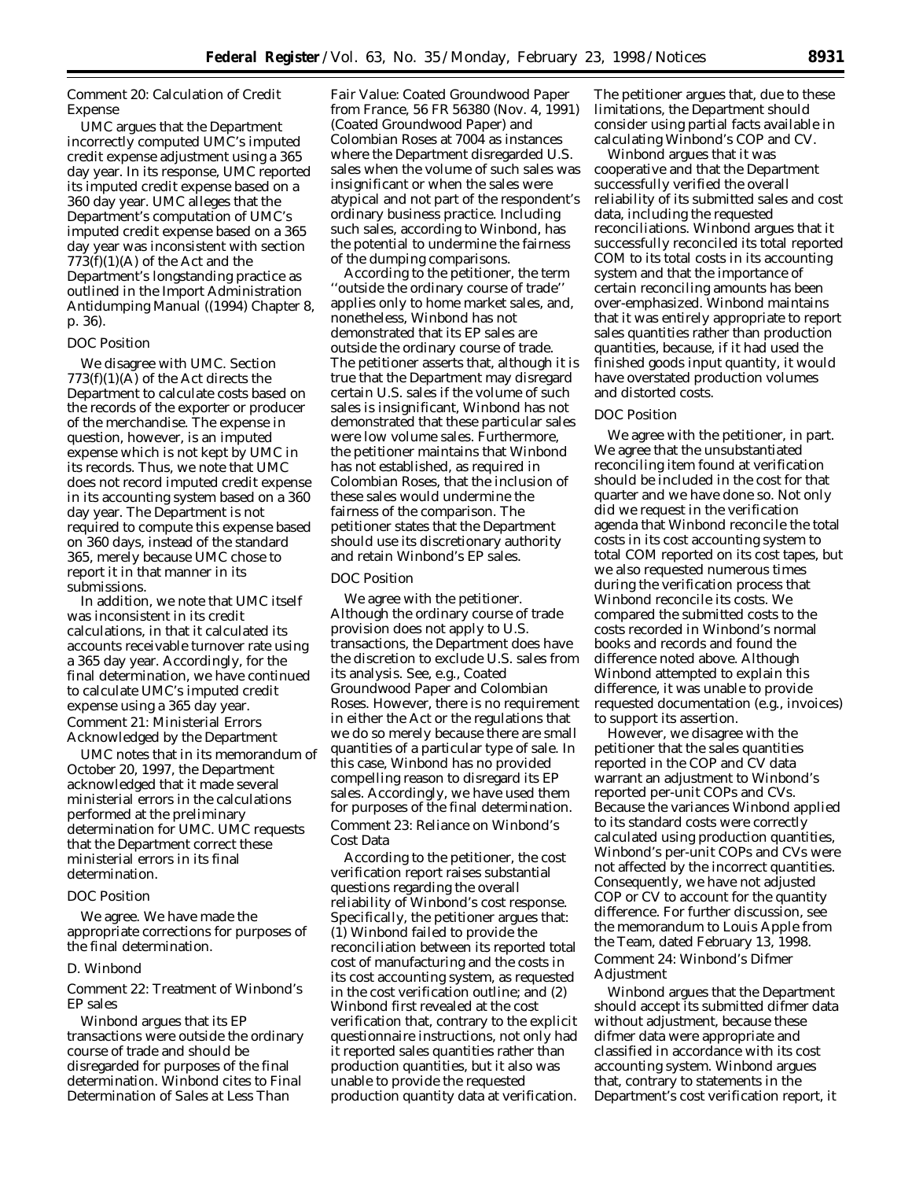Comment 20: Calculation of Credit Expense

UMC argues that the Department incorrectly computed UMC's imputed credit expense adjustment using a 365 day year. In its response, UMC reported its imputed credit expense based on a 360 day year. UMC alleges that the Department's computation of UMC's imputed credit expense based on a 365 day year was inconsistent with section 773(f)(1)(A) of the Act and the Department's longstanding practice as outlined in the Import Administration Antidumping Manual ((1994) Chapter 8, p. 36).

DOC Position

We disagree with UMC. Section 773(f)(1)(A) of the Act directs the Department to calculate costs based on the records of the exporter or producer of the merchandise. The expense in question, however, is an imputed expense which is not kept by UMC in its records. Thus, we note that UMC does not record imputed credit expense in its accounting system based on a 360 day year. The Department is not required to compute this expense based on 360 days, instead of the standard 365, merely because UMC chose to report it in that manner in its submissions.

In addition, we note that UMC itself was inconsistent in its credit calculations, in that it calculated its accounts receivable turnover rate using a 365 day year. Accordingly, for the final determination, we have continued to calculate UMC's imputed credit expense using a 365 day year.

Comment 21: Ministerial Errors Acknowledged by the Department

UMC notes that in its memorandum of October 20, 1997, the Department acknowledged that it made several ministerial errors in the calculations performed at the preliminary determination for UMC. UMC requests that the Department correct these ministerial errors in its final determination.

DOC Position

We agree. We have made the appropriate corrections for purposes of the final determination.

D. Winbond

Comment 22: Treatment of Winbond's EP sales

Winbond argues that its EP transactions were outside the ordinary course of trade and should be disregarded for purposes of the final determination. Winbond cites to *Final Determination of Sales at Less Than Fair Value: Coated Groundwood Paper from France*, 56 FR 56380 (Nov. 4, 1991) (*Coated Groundwood Paper*) and *Colombian Roses* at 7004 as instances where the Department disregarded U.S. sales when the volume of such sales was insignificant or when the sales were atypical and not part of the respondent's ordinary business practice. Including such sales, according to Winbond, has the potential to undermine the fairness of the dumping comparisons.

According to the petitioner, the term ''outside the ordinary course of trade'' applies only to home market sales, and, nonetheless, Winbond has not demonstrated that its EP sales are outside the ordinary course of trade. The petitioner asserts that, although it is true that the Department may disregard certain U.S. sales if the volume of such sales is insignificant, Winbond has not demonstrated that these particular sales were low volume sales. Furthermore, the petitioner maintains that Winbond has not established, as required in *Colombian Roses*, that the inclusion of these sales would undermine the fairness of the comparison. The petitioner states that the Department should use its discretionary authority and retain Winbond's EP sales.

DOC Position

We agree with the petitioner. Although the ordinary course of trade provision does not apply to U.S. transactions, the Department does have the discretion to exclude U.S. sales from its analysis. *See, e.g., Coated Groundwood Paper* and *Colombian Roses*. However, there is no requirement in either the Act or the regulations that we do so merely because there are small quantities of a particular type of sale. In this case, Winbond has no provided compelling reason to disregard its EP sales. Accordingly, we have used them for purposes of the final determination.

Comment 23: Reliance on Winbond's Cost Data

According to the petitioner, the cost verification report raises substantial questions regarding the overall reliability of Winbond's cost response. Specifically, the petitioner argues that: (1) Winbond failed to provide the reconciliation between its reported total cost of manufacturing and the costs in its cost accounting system, as requested in the cost verification outline; and (2) Winbond first revealed at the cost verification that, contrary to the explicit questionnaire instructions, not only had it reported sales quantities rather than production quantities, but it also was unable to provide the requested production quantity data at verification. The petitioner argues that, due to these limitations, the Department should consider using partial facts available in calculating Winbond's COP and CV.

Winbond argues that it was cooperative and that the Department successfully verified the overall reliability of its submitted sales and cost data, including the requested reconciliations. Winbond argues that it successfully reconciled its total reported COM to its total costs in its accounting system and that the importance of certain reconciling amounts has been over-emphasized. Winbond maintains that it was entirely appropriate to report sales quantities rather than production quantities, because, if it had used the finished goods input quantity, it would have overstated production volumes and distorted costs.

DOC Position

We agree with the petitioner, in part. We agree that the unsubstantiated reconciling item found at verification should be included in the cost for that quarter and we have done so. Not only did we request in the verification agenda that Winbond reconcile the total costs in its cost accounting system to total COM reported on its cost tapes, but we also requested numerous times during the verification process that Winbond reconcile its costs. We compared the submitted costs to the costs recorded in Winbond's normal books and records and found the difference noted above. Although Winbond attempted to explain this difference, it was unable to provide requested documentation (*e.g.*, invoices) to support its assertion.

However, we disagree with the petitioner that the sales quantities reported in the COP and CV data warrant an adjustment to Winbond's reported per-unit COPs and CVs. Because the variances Winbond applied to its standard costs were correctly calculated using production quantities, Winbond's per-unit COPs and CVs were not affected by the incorrect quantities. Consequently, we have not adjusted COP or CV to account for the quantity difference. For further discussion, see the memorandum to Louis Apple from the Team, dated February 13, 1998.

Comment 24: Winbond's Difmer Adjustment

Winbond argues that the Department should accept its submitted difmer data without adjustment, because these difmer data were appropriate and classified in accordance with its cost accounting system. Winbond argues that, contrary to statements in the Department's cost verification report, it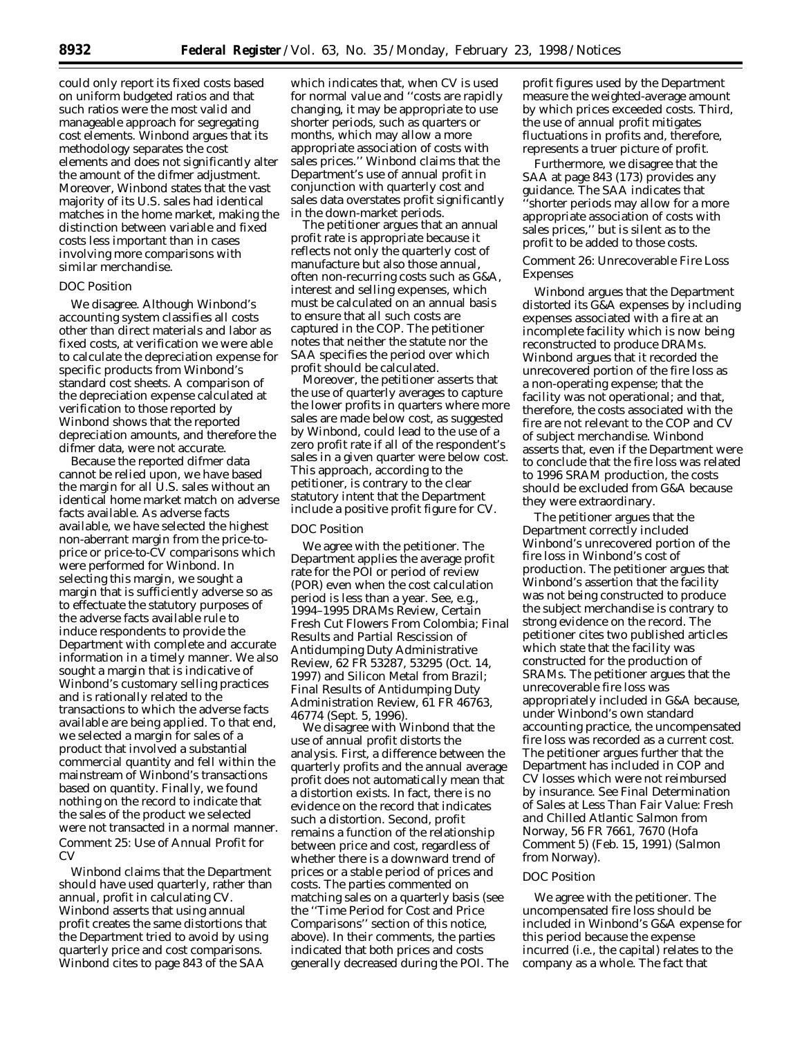could only report its fixed costs based on uniform budgeted ratios and that such ratios were the most valid and manageable approach for segregating cost elements. Winbond argues that its methodology separates the cost elements and does not significantly alter the amount of the difmer adjustment. Moreover, Winbond states that the vast majority of its U.S. sales had identical matches in the home market, making the distinction between variable and fixed costs less important than in cases involving more comparisons with similar merchandise.

### DOC Position

We disagree. Although Winbond's accounting system classifies all costs other than direct materials and labor as fixed costs, at verification we were able to calculate the depreciation expense for specific products from Winbond's standard cost sheets. A comparison of the depreciation expense calculated at verification to those reported by Winbond shows that the reported depreciation amounts, and therefore the difmer data, were not accurate.

Because the reported difmer data cannot be relied upon, we have based the margin for all U.S. sales without an identical home market match on adverse facts available. As adverse facts available, we have selected the highest non-aberrant margin from the price-to-price or price-to-CV comparisons which were performed for Winbond. In selecting this margin, we sought a margin that is sufficiently adverse so as to effectuate the statutory purposes of the adverse facts available rule to induce respondents to provide the Department with complete and accurate information in a timely manner. We also sought a margin that is indicative of Winbond's customary selling practices and is rationally related to the transactions to which the adverse facts available are being applied. To that end, we selected a margin for sales of a product that involved a substantial commercial quantity and fell within the mainstream of Winbond's transactions based on quantity. Finally, we found nothing on the record to indicate that the sales of the product we selected were not transacted in a normal manner.

### Comment 25: Use of Annual Profit for CV

Winbond claims that the Department should have used quarterly, rather than annual, profit in calculating CV. Winbond asserts that using annual profit creates the same distortions that the Department tried to avoid by using quarterly price and cost comparisons. Winbond cites to page 843 of the SAA which indicates that, when CV is used for normal value and ''costs are rapidly changing, it may be appropriate to use shorter periods, such as quarters or months, which may allow a more appropriate association of costs with sales prices.'' Winbond claims that the Department's use of annual profit in conjunction with quarterly cost and sales data overstates profit significantly in the down-market periods.

The petitioner argues that an annual profit rate is appropriate because it reflects not only the quarterly cost of manufacture but also those annual, often non-recurring costs such as G&A, interest and selling expenses, which must be calculated on an annual basis to ensure that all such costs are captured in the COP. The petitioner notes that neither the statute nor the SAA specifies the period over which profit should be calculated.

Moreover, the petitioner asserts that the use of quarterly averages to capture the lower profits in quarters where more sales are made below cost, as suggested by Winbond, could lead to the use of a zero profit rate if all of the respondent's sales in a given quarter were below cost. This approach, according to the petitioner, is contrary to the clear statutory intent that the Department include a positive profit figure for CV.

### DOC Position

We agree with the petitioner. The Department applies the average profit rate for the POI or period of review (POR) even when the cost calculation period is less than a year. See, e.g., 1994–1995 DRAMs Review, *Certain Fresh Cut Flowers From Colombia; Final Results and Partial Rescission of Antidumping Duty Administrative Review*, 62 FR 53287, 53295 (Oct. 14, 1997) and *Silicon Metal from Brazil; Final Results of Antidumping Duty Administration Review*, 61 FR 46763, 46774 (Sept. 5, 1996).

We disagree with Winbond that the use of annual profit distorts the analysis. First, a difference between the quarterly profits and the annual average profit does not automatically mean that a distortion exists. In fact, there is no evidence on the record that indicates such a distortion. Second, profit remains a function of the relationship between price and cost, regardless of whether there is a downward trend of prices or a stable period of prices and costs. The parties commented on matching sales on a quarterly basis (see the ''Time Period for Cost and Price Comparisons'' section of this notice, above). In their comments, the parties indicated that both prices and costs generally decreased during the POI. The profit figures used by the Department measure the weighted-average amount by which prices exceeded costs. Third, the use of annual profit mitigates fluctuations in profits and, therefore, represents a truer picture of profit.

Furthermore, we disagree that the SAA at page 843 (173) provides any guidance. The SAA indicates that ''shorter periods may allow for a more appropriate association of costs with sales prices,'' but is silent as to the profit to be added to those costs.

### Comment 26: Unrecoverable Fire Loss Expenses

Winbond argues that the Department distorted its G&A expenses by including expenses associated with a fire at an incomplete facility which is now being reconstructed to produce DRAMs. Winbond argues that it recorded the unrecovered portion of the fire loss as a non-operating expense; that the facility was not operational; and that, therefore, the costs associated with the fire are not relevant to the COP and CV of subject merchandise. Winbond asserts that, even if the Department were to conclude that the fire loss was related to 1996 SRAM production, the costs should be excluded from G&A because they were extraordinary.

The petitioner argues that the Department correctly included Winbond's unrecovered portion of the fire loss in Winbond's cost of production. The petitioner argues that Winbond's assertion that the facility was not being constructed to produce the subject merchandise is contrary to strong evidence on the record. The petitioner cites two published articles which state that the facility was constructed for the production of SRAMs. The petitioner argues that the unrecoverable fire loss was appropriately included in G&A because, under Winbond's own standard accounting practice, the uncompensated fire loss was recorded as a current cost. The petitioner argues further that the Department has included in COP and CV losses which were not reimbursed by insurance. See *Final Determination of Sales at Less Than Fair Value: Fresh and Chilled Atlantic Salmon from Norway*, 56 FR 7661, 7670 (Hofa Comment 5) (Feb. 15, 1991) (*Salmon from Norway*).

### DOC Position

We agree with the petitioner. The uncompensated fire loss should be included in Winbond's G&A expense for this period because the expense incurred (*i.e.*, the capital) relates to the company as a whole. The fact that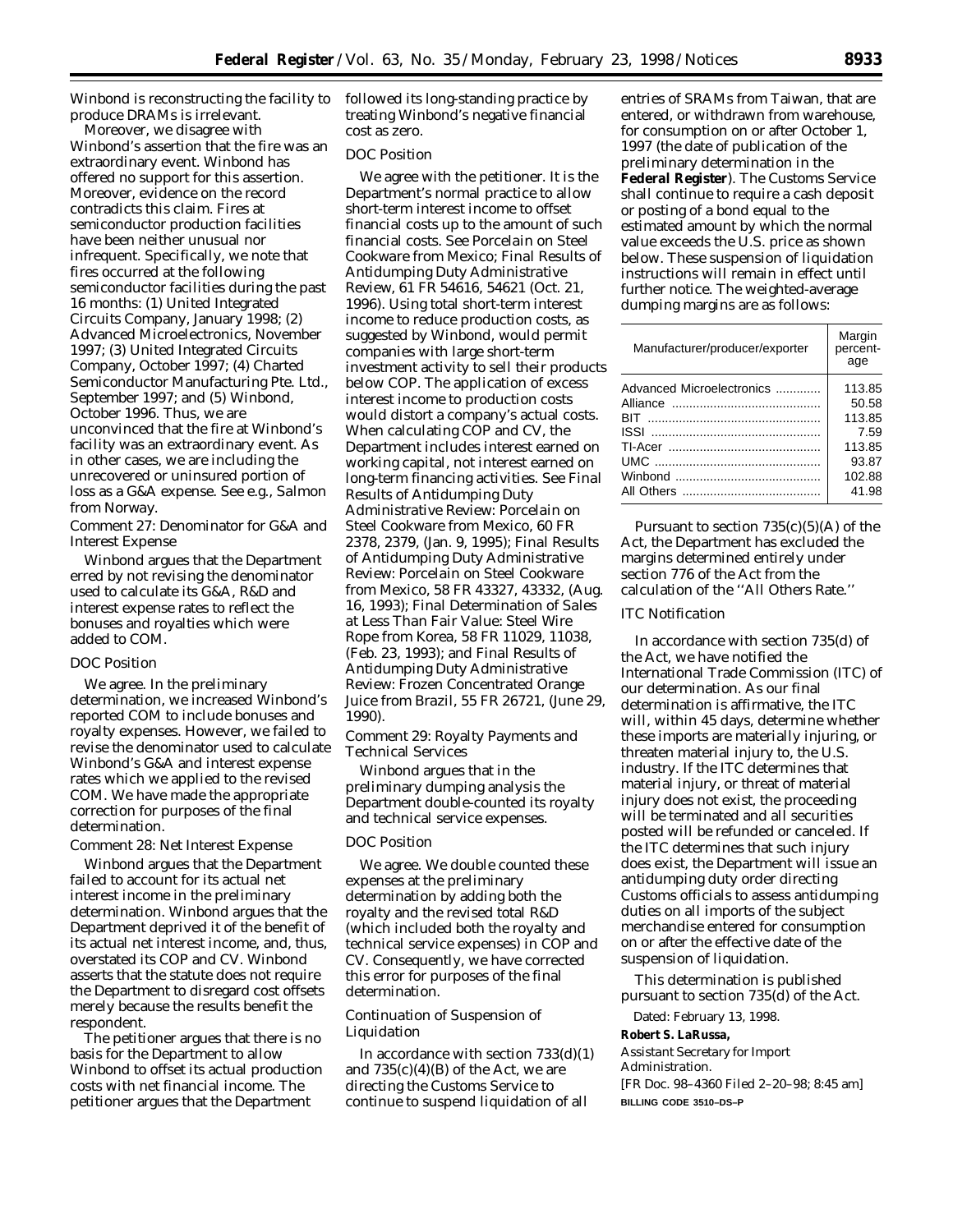Winbond is reconstructing the facility to produce DRAMs is irrelevant.

Moreover, we disagree with Winbond's assertion that the fire was an extraordinary event. Winbond has offered no support for this assertion. Moreover, evidence on the record contradicts this claim. Fires at semiconductor production facilities have been neither unusual nor infrequent. Specifically, we note that fires occurred at the following semiconductor facilities during the past 16 months: (1) United Integrated Circuits Company, January 1998; (2) Advanced Microelectronics, November 1997; (3) United Integrated Circuits Company, October 1997; (4) Charted Semiconductor Manufacturing Pte. Ltd., September 1997; and (5) Winbond, October 1996. Thus, we are unconvinced that the fire at Winbond's facility was an extraordinary event. As in other cases, we are including the unrecovered or uninsured portion of loss as a G&A expense. See e.g., Salmon from Norway.

*Comment 27:* Denominator for G&A and Interest Expense

Winbond argues that the Department erred by not revising the denominator used to calculate its G&A, R&D and interest expense rates to reflect the bonuses and royalties which were added to COM.

*DOC Position*

We agree. In the preliminary determination, we increased Winbond's reported COM to include bonuses and royalty expenses. However, we failed to revise the denominator used to calculate Winbond's G&A and interest expense rates which we applied to the revised COM. We have made the appropriate correction for purposes of the final determination.

*Comment 28:* Net Interest Expense

Winbond argues that the Department failed to account for its actual net interest income in the preliminary determination. Winbond argues that the Department deprived it of the benefit of its actual net interest income, and, thus, overstated its COP and CV. Winbond asserts that the statute does not require the Department to disregard cost offsets merely because the results benefit the respondent.

The petitioner argues that there is no basis for the Department to allow Winbond to offset its actual production costs with net financial income. The petitioner argues that the Department followed its long-standing practice by treating Winbond's negative financial cost as zero.

*DOC Position*

We agree with the petitioner. It is the Department's normal practice to allow short-term interest income to offset financial costs up to the amount of such financial costs. See *Porcelain on Steel Cookware from Mexico; Final Results of Antidumping Duty Administrative Review,* 61 FR 54616, 54621 (Oct. 21, 1996). Using total short-term interest income to reduce production costs, as suggested by Winbond, would permit companies with large short-term investment activity to sell their products below COP. The application of excess interest income to production costs would distort a company's actual costs. When calculating COP and CV, the Department includes interest earned on working capital, not interest earned on long-term financing activities. See *Final Results of Antidumping Duty Administrative Review: Porcelain on Steel Cookware from Mexico,* 60 FR 2378, 2379, (Jan. 9, 1995); *Final Results of Antidumping Duty Administrative Review: Porcelain on Steel Cookware from Mexico,* 58 FR 43327, 43332, (Aug. 16, 1993); *Final Determination of Sales at Less Than Fair Value: Steel Wire Rope from Korea,* 58 FR 11029, 11038, (Feb. 23, 1993); and *Final Results of Antidumping Duty Administrative Review: Frozen Concentrated Orange Juice from Brazil,* 55 FR 26721, (June 29, 1990).

*Comment 29:* Royalty Payments and Technical Services

Winbond argues that in the preliminary dumping analysis the Department double-counted its royalty and technical service expenses.

*DOC Position*

We agree. We double counted these expenses at the preliminary determination by adding both the royalty and the revised total R&D (which included both the royalty and technical service expenses) in COP and CV. Consequently, we have corrected this error for purposes of the final determination.

## Continuation of Suspension of Liquidation

In accordance with section 733(d)(1) and 735(c)(4)(B) of the Act, we are directing the Customs Service to continue to suspend liquidation of all entries of SRAMs from Taiwan, that are entered, or withdrawn from warehouse, for consumption on or after October 1, 1997 (the date of publication of the preliminary determination in the **Federal Register**). The Customs Service shall continue to require a cash deposit or posting of a bond equal to the estimated amount by which the normal value exceeds the U.S. price as shown below. These suspension of liquidation instructions will remain in effect until further notice. The weighted-average dumping margins are as follows:

| Manufacturer/producer/exporter | Margin percentage |
|---|---|
| Advanced Microelectronics | 113.85 |
| Alliance | 50.58 |
| BIT | 113.85 |
| ISSI | 7.59 |
| TI-Acer | 113.85 |
| UMC | 93.87 |
| Winbond | 102.88 |
| All Others | 41.98 |

Pursuant to section 735(c)(5)(A) of the Act, the Department has excluded the margins determined entirely under section 776 of the Act from the calculation of the ''All Others Rate.''

## ITC Notification

In accordance with section 735(d) of the Act, we have notified the International Trade Commission (ITC) of our determination. As our final determination is affirmative, the ITC will, within 45 days, determine whether these imports are materially injuring, or threaten material injury to, the U.S. industry. If the ITC determines that material injury, or threat of material injury does not exist, the proceeding will be terminated and all securities posted will be refunded or canceled. If the ITC determines that such injury does exist, the Department will issue an antidumping duty order directing Customs officials to assess antidumping duties on all imports of the subject merchandise entered for consumption on or after the effective date of the suspension of liquidation.

This determination is published pursuant to section 735(d) of the Act.

Dated: February 13, 1998.

**Robert S. LaRussa,**

*Assistant Secretary for Import Administration.*

[FR Doc. 98–4360 Filed 2–20–98; 8:45 am]

**BILLING CODE 3510–DS–P**